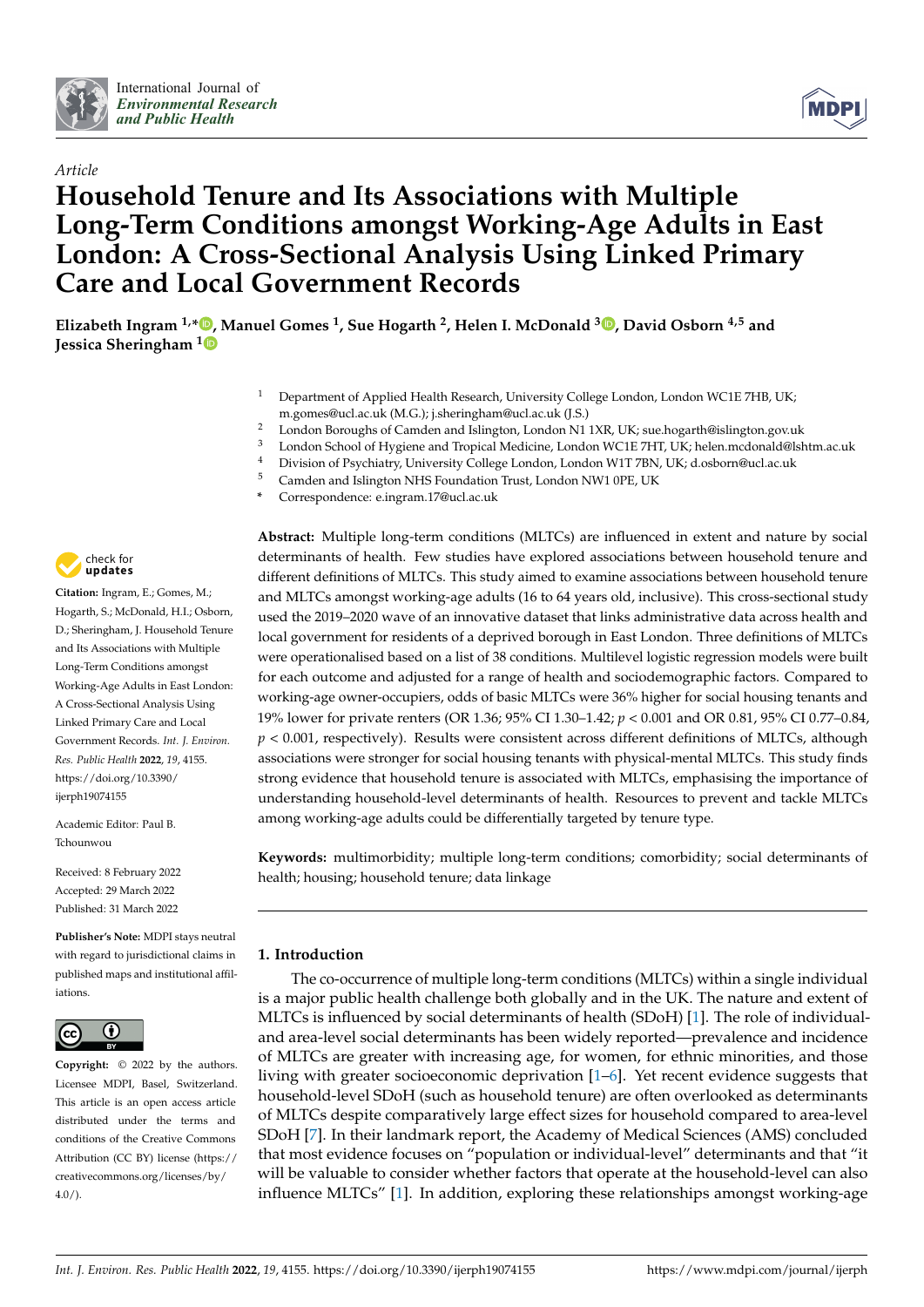*Article*

# Household Tenure and Its Associations with Multiple Long-Term Conditions amongst Working-Age Adults in East London: A Cross-Sectional Analysis Using Linked Primary Care and Local Government Records

**Elizabeth Ingram [1,*], Manuel Gomes [1], Sue Hogarth [2], Helen I. McDonald [3], David Osborn [4,5] and Jessica Sheringham [1]**

[1] Department of Applied Health Research, University College London, London WC1E 7HB, UK; m.gomes@ucl.ac.uk (M.G.); j.sheringham@ucl.ac.uk (J.S.)
[2] London Boroughs of Camden and Islington, London N1 1XR, UK; sue.hogarth@islington.gov.uk
[3] London School of Hygiene and Tropical Medicine, London WC1E 7HT, UK; helen.mcdonald@lshtm.ac.uk
[4] Division of Psychiatry, University College London, London W1T 7BN, UK; d.osborn@ucl.ac.uk
[5] Camden and Islington NHS Foundation Trust, London NW1 0PE, UK
[*] Correspondence: e.ingram.17@ucl.ac.uk

**Citation:** Ingram, E.; Gomes, M.; Hogarth, S.; McDonald, H.I.; Osborn, D.; Sheringham, J. Household Tenure and Its Associations with Multiple Long-Term Conditions amongst Working-Age Adults in East London: A Cross-Sectional Analysis Using Linked Primary Care and Local Government Records. *Int. J. Environ. Res. Public Health* **2022**, *19*, 4155. https://doi.org/10.3390/ijerph19074155

Academic Editor: Paul B. Tchounwou

Received: 8 February 2022
Accepted: 29 March 2022
Published: 31 March 2022

**Publisher's Note:** MDPI stays neutral with regard to jurisdictional claims in published maps and institutional affiliations.

**Copyright:** © 2022 by the authors. Licensee MDPI, Basel, Switzerland. This article is an open access article distributed under the terms and conditions of the Creative Commons Attribution (CC BY) license (https://creativecommons.org/licenses/by/4.0/).

**Abstract:** Multiple long-term conditions (MLTCs) are influenced in extent and nature by social determinants of health. Few studies have explored associations between household tenure and different definitions of MLTCs. This study aimed to examine associations between household tenure and MLTCs amongst working-age adults (16 to 64 years old, inclusive). This cross-sectional study used the 2019–2020 wave of an innovative dataset that links administrative data across health and local government for residents of a deprived borough in East London. Three definitions of MLTCs were operationalised based on a list of 38 conditions. Multilevel logistic regression models were built for each outcome and adjusted for a range of health and sociodemographic factors. Compared to working-age owner-occupiers, odds of basic MLTCs were 36% higher for social housing tenants and 19% lower for private renters (OR 1.36; 95% CI 1.30–1.42; $p < 0.001$ and OR 0.81, 95% CI 0.77–0.84, $p < 0.001$, respectively). Results were consistent across different definitions of MLTCs, although associations were stronger for social housing tenants with physical-mental MLTCs. This study finds strong evidence that household tenure is associated with MLTCs, emphasising the importance of understanding household-level determinants of health. Resources to prevent and tackle MLTCs among working-age adults could be differentially targeted by tenure type.

**Keywords:** multimorbidity; multiple long-term conditions; comorbidity; social determinants of health; housing; household tenure; data linkage

## 1. Introduction

The co-occurrence of multiple long-term conditions (MLTCs) within a single individual is a major public health challenge both globally and in the UK. The nature and extent of MLTCs is influenced by social determinants of health (SDoH) [1]. The role of individual- and area-level social determinants has been widely reported—prevalence and incidence of MLTCs are greater with increasing age, for women, for ethnic minorities, and those living with greater socioeconomic deprivation [1–6]. Yet recent evidence suggests that household-level SDoH (such as household tenure) are often overlooked as determinants of MLTCs despite comparatively large effect sizes for household compared to area-level SDoH [7]. In their landmark report, the Academy of Medical Sciences (AMS) concluded that most evidence focuses on "population or individual-level" determinants and that "it will be valuable to consider whether factors that operate at the household-level can also influence MLTCs" [1]. In addition, exploring these relationships amongst working-age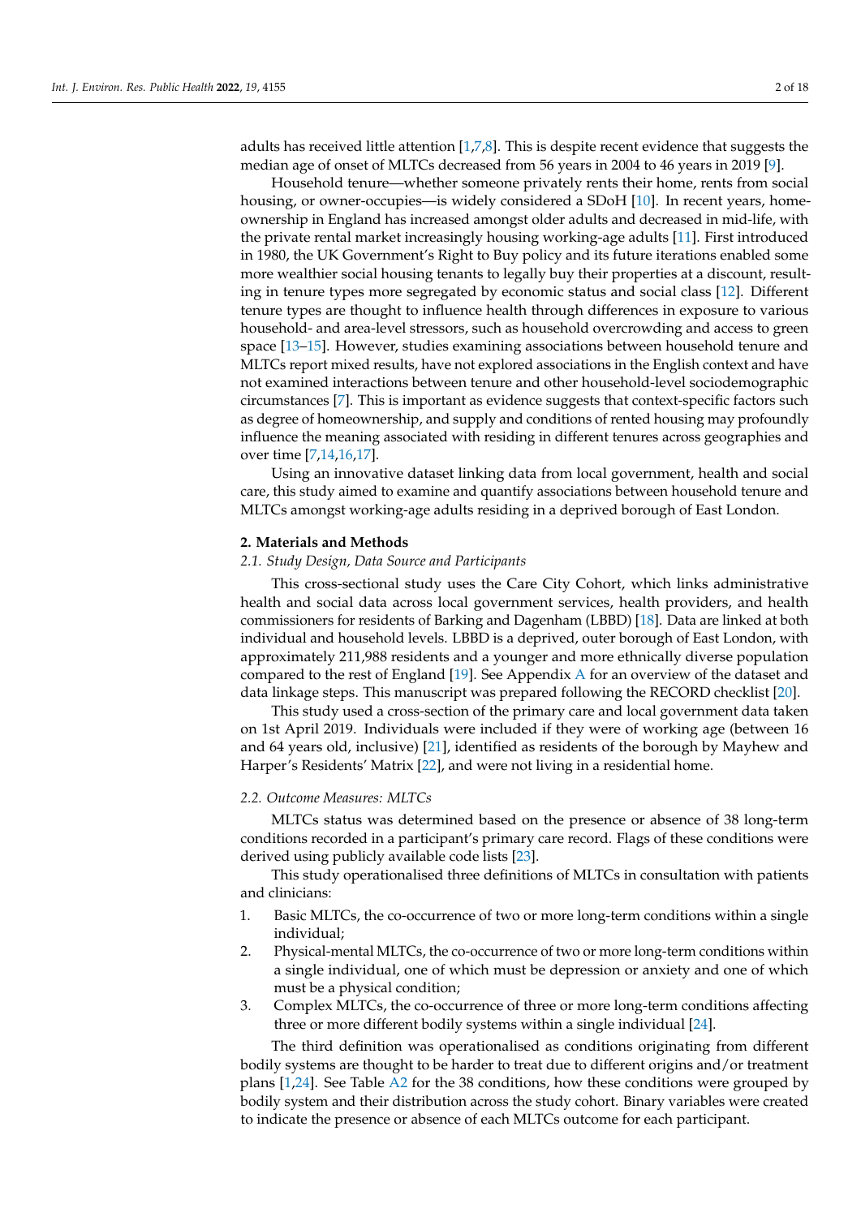adults has received little attention [1,7,8]. This is despite recent evidence that suggests the median age of onset of MLTCs decreased from 56 years in 2004 to 46 years in 2019 [9].

Household tenure—whether someone privately rents their home, rents from social housing, or owner-occupies—is widely considered a SDoH [10]. In recent years, homeownership in England has increased amongst older adults and decreased in mid-life, with the private rental market increasingly housing working-age adults [11]. First introduced in 1980, the UK Government's Right to Buy policy and its future iterations enabled some more wealthier social housing tenants to legally buy their properties at a discount, resulting in tenure types more segregated by economic status and social class [12]. Different tenure types are thought to influence health through differences in exposure to various household- and area-level stressors, such as household overcrowding and access to green space [13–15]. However, studies examining associations between household tenure and MLTCs report mixed results, have not explored associations in the English context and have not examined interactions between tenure and other household-level sociodemographic circumstances [7]. This is important as evidence suggests that context-specific factors such as degree of homeownership, and supply and conditions of rented housing may profoundly influence the meaning associated with residing in different tenures across geographies and over time [7,14,16,17].

Using an innovative dataset linking data from local government, health and social care, this study aimed to examine and quantify associations between household tenure and MLTCs amongst working-age adults residing in a deprived borough of East London.

## 2. Materials and Methods

### *2.1. Study Design, Data Source and Participants*

This cross-sectional study uses the Care City Cohort, which links administrative health and social data across local government services, health providers, and health commissioners for residents of Barking and Dagenham (LBBD) [18]. Data are linked at both individual and household levels. LBBD is a deprived, outer borough of East London, with approximately 211,988 residents and a younger and more ethnically diverse population compared to the rest of England [19]. See Appendix A for an overview of the dataset and data linkage steps. This manuscript was prepared following the RECORD checklist [20].

This study used a cross-section of the primary care and local government data taken on 1st April 2019. Individuals were included if they were of working age (between 16 and 64 years old, inclusive) [21], identified as residents of the borough by Mayhew and Harper's Residents' Matrix [22], and were not living in a residential home.

### *2.2. Outcome Measures: MLTCs*

MLTCs status was determined based on the presence or absence of 38 long-term conditions recorded in a participant's primary care record. Flags of these conditions were derived using publicly available code lists [23].

This study operationalised three definitions of MLTCs in consultation with patients and clinicians:

1. Basic MLTCs, the co-occurrence of two or more long-term conditions within a single individual;
2. Physical-mental MLTCs, the co-occurrence of two or more long-term conditions within a single individual, one of which must be depression or anxiety and one of which must be a physical condition;
3. Complex MLTCs, the co-occurrence of three or more long-term conditions affecting three or more different bodily systems within a single individual [24].

The third definition was operationalised as conditions originating from different bodily systems are thought to be harder to treat due to different origins and/or treatment plans [1,24]. See Table A2 for the 38 conditions, how these conditions were grouped by bodily system and their distribution across the study cohort. Binary variables were created to indicate the presence or absence of each MLTCs outcome for each participant.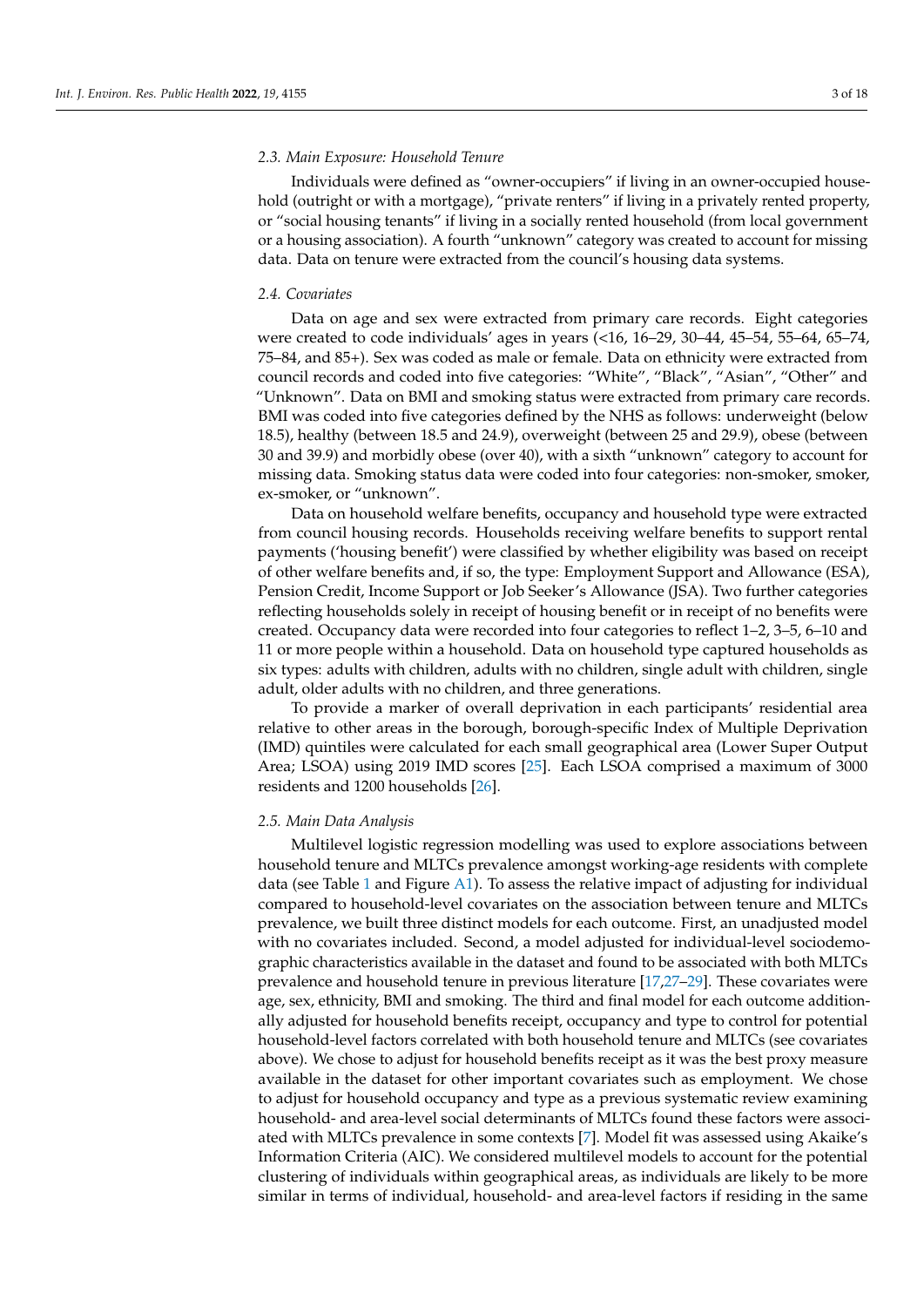### 2.3. Main Exposure: Household Tenure

Individuals were defined as "owner-occupiers" if living in an owner-occupied household (outright or with a mortgage), "private renters" if living in a privately rented property, or "social housing tenants" if living in a socially rented household (from local government or a housing association). A fourth "unknown" category was created to account for missing data. Data on tenure were extracted from the council's housing data systems.

### 2.4. Covariates

Data on age and sex were extracted from primary care records. Eight categories were created to code individuals' ages in years (<16, 16–29, 30–44, 45–54, 55–64, 65–74, 75–84, and 85+). Sex was coded as male or female. Data on ethnicity were extracted from council records and coded into five categories: "White", "Black", "Asian", "Other" and "Unknown". Data on BMI and smoking status were extracted from primary care records. BMI was coded into five categories defined by the NHS as follows: underweight (below 18.5), healthy (between 18.5 and 24.9), overweight (between 25 and 29.9), obese (between 30 and 39.9) and morbidly obese (over 40), with a sixth "unknown" category to account for missing data. Smoking status data were coded into four categories: non-smoker, smoker, ex-smoker, or "unknown".

Data on household welfare benefits, occupancy and household type were extracted from council housing records. Households receiving welfare benefits to support rental payments ('housing benefit') were classified by whether eligibility was based on receipt of other welfare benefits and, if so, the type: Employment Support and Allowance (ESA), Pension Credit, Income Support or Job Seeker's Allowance (JSA). Two further categories reflecting households solely in receipt of housing benefit or in receipt of no benefits were created. Occupancy data were recorded into four categories to reflect 1–2, 3–5, 6–10 and 11 or more people within a household. Data on household type captured households as six types: adults with children, adults with no children, single adult with children, single adult, older adults with no children, and three generations.

To provide a marker of overall deprivation in each participants' residential area relative to other areas in the borough, borough-specific Index of Multiple Deprivation (IMD) quintiles were calculated for each small geographical area (Lower Super Output Area; LSOA) using 2019 IMD scores [25]. Each LSOA comprised a maximum of 3000 residents and 1200 households [26].

### 2.5. Main Data Analysis

Multilevel logistic regression modelling was used to explore associations between household tenure and MLTCs prevalence amongst working-age residents with complete data (see Table 1 and Figure A1). To assess the relative impact of adjusting for individual compared to household-level covariates on the association between tenure and MLTCs prevalence, we built three distinct models for each outcome. First, an unadjusted model with no covariates included. Second, a model adjusted for individual-level sociodemographic characteristics available in the dataset and found to be associated with both MLTCs prevalence and household tenure in previous literature [17,27–29]. These covariates were age, sex, ethnicity, BMI and smoking. The third and final model for each outcome additionally adjusted for household benefits receipt, occupancy and type to control for potential household-level factors correlated with both household tenure and MLTCs (see covariates above). We chose to adjust for household benefits receipt as it was the best proxy measure available in the dataset for other important covariates such as employment. We chose to adjust for household occupancy and type as a previous systematic review examining household- and area-level social determinants of MLTCs found these factors were associated with MLTCs prevalence in some contexts [7]. Model fit was assessed using Akaike's Information Criteria (AIC). We considered multilevel models to account for the potential clustering of individuals within geographical areas, as individuals are likely to be more similar in terms of individual, household- and area-level factors if residing in the same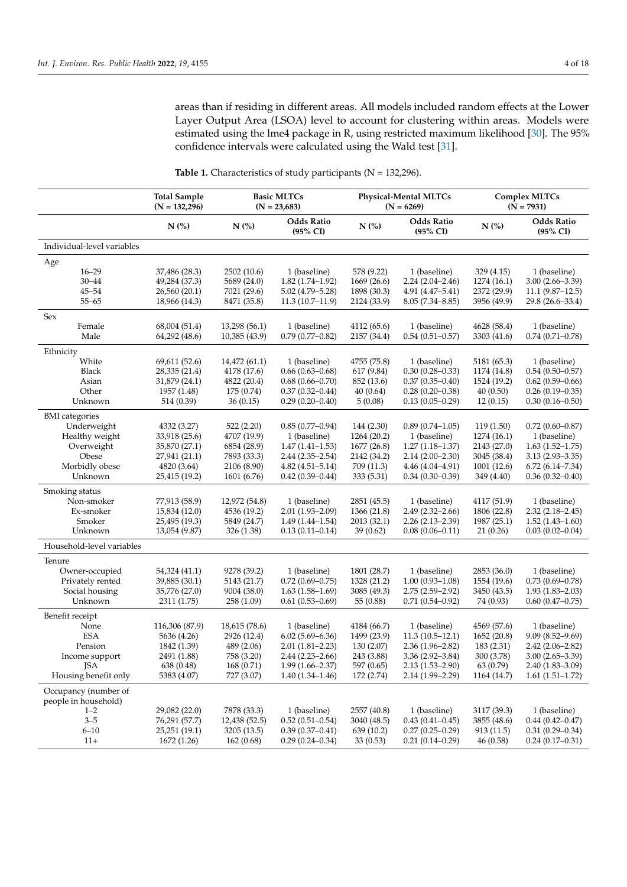areas than if residing in different areas. All models included random effects at the Lower Layer Output Area (LSOA) level to account for clustering within areas. Models were estimated using the lme4 package in R, using restricted maximum likelihood [30]. The 95% confidence intervals were calculated using the Wald test [31].

**Table 1.** Characteristics of study participants (N = 132,296).

| | Total Sample (N = 132,296) | Basic MLTCs (N = 23,683) | | Physical-Mental MLTCs (N = 6269) | | Complex MLTCs (N = 7931) | |
|---|---|---|---|---|---|---|---|
| | N (%) | N (%) | Odds Ratio (95% CI) | N (%) | Odds Ratio (95% CI) | N (%) | Odds Ratio (95% CI) |
| Individual-level variables | | | | | | | |
| Age | | | | | | | |
| 16–29 | 37,486 (28.3) | 2502 (10.6) | 1 (baseline) | 578 (9.22) | 1 (baseline) | 329 (4.15) | 1 (baseline) |
| 30–44 | 49,284 (37.3) | 5689 (24.0) | 1.82 (1.74–1.92) | 1669 (26.6) | 2.24 (2.04–2.46) | 1274 (16.1) | 3.00 (2.66–3.39) |
| 45–54 | 26,560 (20.1) | 7021 (29.6) | 5.02 (4.79–5.28) | 1898 (30.3) | 4.91 (4.47–5.41) | 2372 (29.9) | 11.1 (9.87–12.5) |
| 55–65 | 18,966 (14.3) | 8471 (35.8) | 11.3 (10.7–11.9) | 2124 (33.9) | 8.05 (7.34–8.85) | 3956 (49.9) | 29.8 (26.6–33.4) |
| Sex | | | | | | | |
| Female | 68,004 (51.4) | 13,298 (56.1) | 1 (baseline) | 4112 (65.6) | 1 (baseline) | 4628 (58.4) | 1 (baseline) |
| Male | 64,292 (48.6) | 10,385 (43.9) | 0.79 (0.77–0.82) | 2157 (34.4) | 0.54 (0.51–0.57) | 3303 (41.6) | 0.74 (0.71–0.78) |
| Ethnicity | | | | | | | |
| White | 69,611 (52.6) | 14,472 (61.1) | 1 (baseline) | 4755 (75.8) | 1 (baseline) | 5181 (65.3) | 1 (baseline) |
| Black | 28,335 (21.4) | 4178 (17.6) | 0.66 (0.63–0.68) | 617 (9.84) | 0.30 (0.28–0.33) | 1174 (14.8) | 0.54 (0.50–0.57) |
| Asian | 31,879 (24.1) | 4822 (20.4) | 0.68 (0.66–0.70) | 852 (13.6) | 0.37 (0.35–0.40) | 1524 (19.2) | 0.62 (0.59–0.66) |
| Other | 1957 (1.48) | 175 (0.74) | 0.37 (0.32–0.44) | 40 (0.64) | 0.28 (0.20–0.38) | 40 (0.50) | 0.26 (0.19–0.35) |
| Unknown | 514 (0.39) | 36 (0.15) | 0.29 (0.20–0.40) | 5 (0.08) | 0.13 (0.05–0.29) | 12 (0.15) | 0.30 (0.16–0.50) |
| BMI categories | | | | | | | |
| Underweight | 4332 (3.27) | 522 (2.20) | 0.85 (0.77–0.94) | 144 (2.30) | 0.89 (0.74–1.05) | 119 (1.50) | 0.72 (0.60–0.87) |
| Healthy weight | 33,918 (25.6) | 4707 (19.9) | 1 (baseline) | 1264 (20.2) | 1 (baseline) | 1274 (16.1) | 1 (baseline) |
| Overweight | 35,870 (27.1) | 6854 (28.9) | 1.47 (1.41–1.53) | 1677 (26.8) | 1.27 (1.18–1.37) | 2143 (27.0) | 1.63 (1.52–1.75) |
| Obese | 27,941 (21.1) | 7893 (33.3) | 2.44 (2.35–2.54) | 2142 (34.2) | 2.14 (2.00–2.30) | 3045 (38.4) | 3.13 (2.93–3.35) |
| Morbidly obese | 4820 (3.64) | 2106 (8.90) | 4.82 (4.51–5.14) | 709 (11.3) | 4.46 (4.04–4.91) | 1001 (12.6) | 6.72 (6.14–7.34) |
| Unknown | 25,415 (19.2) | 1601 (6.76) | 0.42 (0.39–0.44) | 333 (5.31) | 0.34 (0.30–0.39) | 349 (4.40) | 0.36 (0.32–0.40) |
| Smoking status | | | | | | | |
| Non-smoker | 77,913 (58.9) | 12,972 (54.8) | 1 (baseline) | 2851 (45.5) | 1 (baseline) | 4117 (51.9) | 1 (baseline) |
| Ex-smoker | 15,834 (12.0) | 4536 (19.2) | 2.01 (1.93–2.09) | 1366 (21.8) | 2.49 (2.32–2.66) | 1806 (22.8) | 2.32 (2.18–2.45) |
| Smoker | 25,495 (19.3) | 5849 (24.7) | 1.49 (1.44–1.54) | 2013 (32.1) | 2.26 (2.13–2.39) | 1987 (25.1) | 1.52 (1.43–1.60) |
| Unknown | 13,054 (9.87) | 326 (1.38) | 0.13 (0.11–0.14) | 39 (0.62) | 0.08 (0.06–0.11) | 21 (0.26) | 0.03 (0.02–0.04) |
| Household-level variables | | | | | | | |
| Tenure | | | | | | | |
| Owner-occupied | 54,324 (41.1) | 9278 (39.2) | 1 (baseline) | 1801 (28.7) | 1 (baseline) | 2853 (36.0) | 1 (baseline) |
| Privately rented | 39,885 (30.1) | 5143 (21.7) | 0.72 (0.69–0.75) | 1328 (21.2) | 1.00 (0.93–1.08) | 1554 (19.6) | 0.73 (0.69–0.78) |
| Social housing | 35,776 (27.0) | 9004 (38.0) | 1.63 (1.58–1.69) | 3085 (49.3) | 2.75 (2.59–2.92) | 3450 (43.5) | 1.93 (1.83–2.03) |
| Unknown | 2311 (1.75) | 258 (1.09) | 0.61 (0.53–0.69) | 55 (0.88) | 0.71 (0.54–0.92) | 74 (0.93) | 0.60 (0.47–0.75) |
| Benefit receipt | | | | | | | |
| None | 116,306 (87.9) | 18,615 (78.6) | 1 (baseline) | 4184 (66.7) | 1 (baseline) | 4569 (57.6) | 1 (baseline) |
| ESA | 5636 (4.26) | 2926 (12.4) | 6.02 (5.69–6.36) | 1499 (23.9) | 11.3 (10.5–12.1) | 1652 (20.8) | 9.09 (8.52–9.69) |
| Pension | 1842 (1.39) | 489 (2.06) | 2.01 (1.81–2.23) | 130 (2.07) | 2.36 (1.96–2.82) | 183 (2.31) | 2.42 (2.06–2.82) |
| Income support | 2491 (1.88) | 758 (3.20) | 2.44 (2.23–2.66) | 243 (3.88) | 3.36 (2.92–3.84) | 300 (3.78) | 3.00 (2.65–3.39) |
| JSA | 638 (0.48) | 168 (0.71) | 1.99 (1.66–2.37) | 597 (0.65) | 2.13 (1.53–2.90) | 63 (0.79) | 2.40 (1.83–3.09) |
| Housing benefit only | 5383 (4.07) | 727 (3.07) | 1.40 (1.34–1.46) | 172 (2.74) | 2.14 (1.99–2.29) | 1164 (14.7) | 1.61 (1.51–1.72) |
| Occupancy (number of people in household) | | | | | | | |
| 1–2 | 29,082 (22.0) | 7878 (33.3) | 1 (baseline) | 2557 (40.8) | 1 (baseline) | 3117 (39.3) | 1 (baseline) |
| 3–5 | 76,291 (57.7) | 12,438 (52.5) | 0.52 (0.51–0.54) | 3040 (48.5) | 0.43 (0.41–0.45) | 3855 (48.6) | 0.44 (0.42–0.47) |
| 6–10 | 25,251 (19.1) | 3205 (13.5) | 0.39 (0.37–0.41) | 639 (10.2) | 0.27 (0.25–0.29) | 913 (11.5) | 0.31 (0.29–0.34) |
| 11+ | 1672 (1.26) | 162 (0.68) | 0.29 (0.24–0.34) | 33 (0.53) | 0.21 (0.14–0.29) | 46 (0.58) | 0.24 (0.17–0.31) |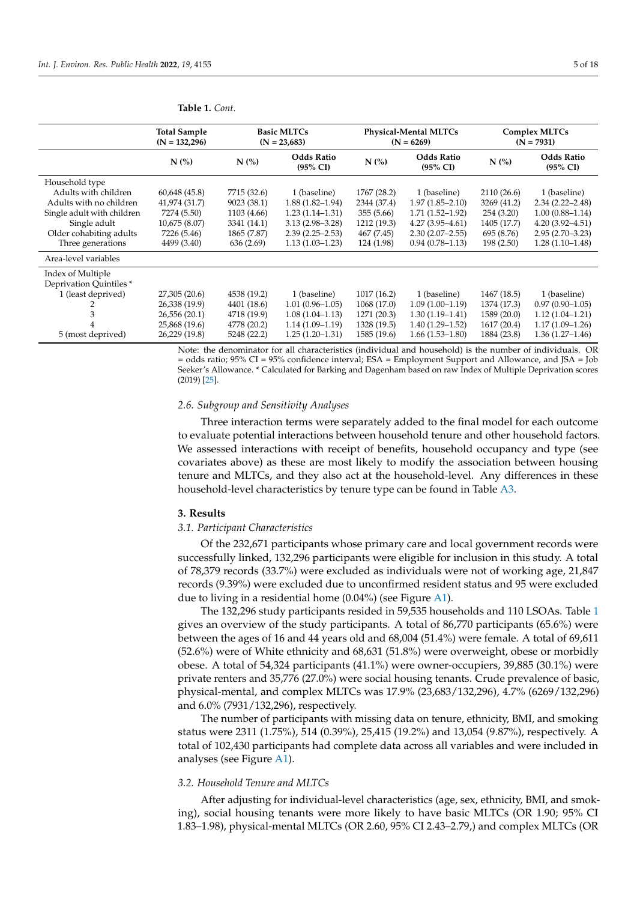**Table 1.** *Cont.*

| | Total Sample (N = 132,296) | Basic MLTCs (N = 23,683) | | Physical-Mental MLTCs (N = 6269) | | Complex MLTCs (N = 7931) | |
|---|---|---|---|---|---|---|---|
| | N (%) | N (%) | Odds Ratio (95% CI) | N (%) | Odds Ratio (95% CI) | N (%) | Odds Ratio (95% CI) |
| Household type | | | | | | | |
| Adults with children | 60,648 (45.8) | 7715 (32.6) | 1 (baseline) | 1767 (28.2) | 1 (baseline) | 2110 (26.6) | 1 (baseline) |
| Adults with no children | 41,974 (31.7) | 9023 (38.1) | 1.88 (1.82–1.94) | 2344 (37.4) | 1.97 (1.85–2.10) | 3269 (41.2) | 2.34 (2.22–2.48) |
| Single adult with children | 7274 (5.50) | 1103 (4.66) | 1.23 (1.14–1.31) | 355 (5.66) | 1.71 (1.52–1.92) | 254 (3.20) | 1.00 (0.88–1.14) |
| Single adult | 10,675 (8.07) | 3341 (14.1) | 3.13 (2.98–3.28) | 1212 (19.3) | 4.27 (3.95–4.61) | 1405 (17.7) | 4.20 (3.92–4.51) |
| Older cohabiting adults | 7226 (5.46) | 1865 (7.87) | 2.39 (2.25–2.53) | 467 (7.45) | 2.30 (2.07–2.55) | 695 (8.76) | 2.95 (2.70–3.23) |
| Three generations | 4499 (3.40) | 636 (2.69) | 1.13 (1.03–1.23) | 124 (1.98) | 0.94 (0.78–1.13) | 198 (2.50) | 1.28 (1.10–1.48) |
| Area-level variables | | | | | | | |
| Index of Multiple Deprivation Quintiles * | | | | | | | |
| 1 (least deprived) | 27,305 (20.6) | 4538 (19.2) | 1 (baseline) | 1017 (16.2) | 1 (baseline) | 1467 (18.5) | 1 (baseline) |
| 2 | 26,338 (19.9) | 4401 (18.6) | 1.01 (0.96–1.05) | 1068 (17.0) | 1.09 (1.00–1.19) | 1374 (17.3) | 0.97 (0.90–1.05) |
| 3 | 26,556 (20.1) | 4718 (19.9) | 1.08 (1.04–1.13) | 1271 (20.3) | 1.30 (1.19–1.41) | 1589 (20.0) | 1.12 (1.04–1.21) |
| 4 | 25,868 (19.6) | 4778 (20.2) | 1.14 (1.09–1.19) | 1328 (19.5) | 1.40 (1.29–1.52) | 1617 (20.4) | 1.17 (1.09–1.26) |
| 5 (most deprived) | 26,229 (19.8) | 5248 (22.2) | 1.25 (1.20–1.31) | 1585 (19.6) | 1.66 (1.53–1.80) | 1884 (23.8) | 1.36 (1.27–1.46) |

Note: the denominator for all characteristics (individual and household) is the number of individuals. OR = odds ratio; 95% CI = 95% confidence interval; ESA = Employment Support and Allowance, and JSA = Job Seeker's Allowance. * Calculated for Barking and Dagenham based on raw Index of Multiple Deprivation scores (2019) [25].

### 2.6. Subgroup and Sensitivity Analyses

Three interaction terms were separately added to the final model for each outcome to evaluate potential interactions between household tenure and other household factors. We assessed interactions with receipt of benefits, household occupancy and type (see covariates above) as these are most likely to modify the association between housing tenure and MLTCs, and they also act at the household-level. Any differences in these household-level characteristics by tenure type can be found in Table A3.

## 3. Results

### 3.1. Participant Characteristics

Of the 232,671 participants whose primary care and local government records were successfully linked, 132,296 participants were eligible for inclusion in this study. A total of 78,379 records (33.7%) were excluded as individuals were not of working age, 21,847 records (9.39%) were excluded due to unconfirmed resident status and 95 were excluded due to living in a residential home (0.04%) (see Figure A1).

The 132,296 study participants resided in 59,535 households and 110 LSOAs. Table 1 gives an overview of the study participants. A total of 86,770 participants (65.6%) were between the ages of 16 and 44 years old and 68,004 (51.4%) were female. A total of 69,611 (52.6%) were of White ethnicity and 68,631 (51.8%) were overweight, obese or morbidly obese. A total of 54,324 participants (41.1%) were owner-occupiers, 39,885 (30.1%) were private renters and 35,776 (27.0%) were social housing tenants. Crude prevalence of basic, physical-mental, and complex MLTCs was 17.9% (23,683/132,296), 4.7% (6269/132,296) and 6.0% (7931/132,296), respectively.

The number of participants with missing data on tenure, ethnicity, BMI, and smoking status were 2311 (1.75%), 514 (0.39%), 25,415 (19.2%) and 13,054 (9.87%), respectively. A total of 102,430 participants had complete data across all variables and were included in analyses (see Figure A1).

### 3.2. Household Tenure and MLTCs

After adjusting for individual-level characteristics (age, sex, ethnicity, BMI, and smoking), social housing tenants were more likely to have basic MLTCs (OR 1.90; 95% CI 1.83–1.98), physical-mental MLTCs (OR 2.60, 95% CI 2.43–2.79,) and complex MLTCs (OR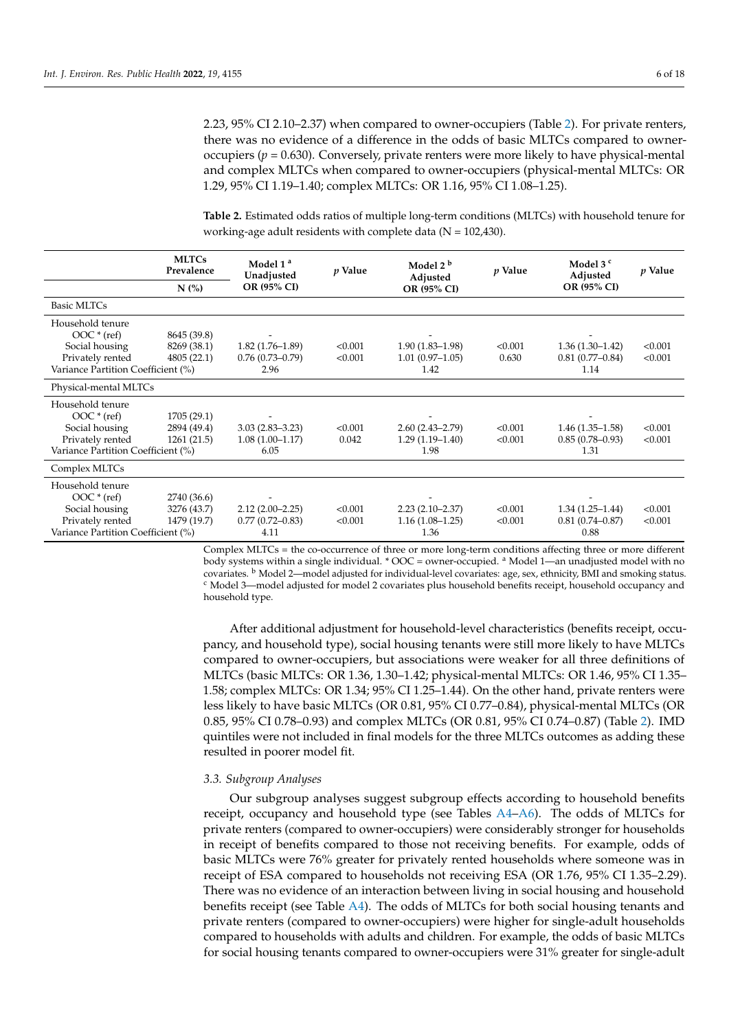2.23, 95% CI 2.10–2.37) when compared to owner-occupiers (Table 2). For private renters, there was no evidence of a difference in the odds of basic MLTCs compared to owner-occupiers ($p$ = 0.630). Conversely, private renters were more likely to have physical-mental and complex MLTCs when compared to owner-occupiers (physical-mental MLTCs: OR 1.29, 95% CI 1.19–1.40; complex MLTCs: OR 1.16, 95% CI 1.08–1.25).

**Table 2.** Estimated odds ratios of multiple long-term conditions (MLTCs) with household tenure for working-age adult residents with complete data (N = 102,430).

| | MLTCs Prevalence N (%) | Model 1 [a] Unadjusted OR (95% CI) | $p$ Value | Model 2 [b] Adjusted OR (95% CI) | $p$ Value | Model 3 [c] Adjusted OR (95% CI) | $p$ Value |
|---|---|---|---|---|---|---|---|
| Basic MLTCs | | | | | | | |
| Household tenure | | | | | | | |
| OOC * (ref) | 8645 (39.8) | - | | - | | - | |
| Social housing | 8269 (38.1) | 1.82 (1.76–1.89) | <0.001 | 1.90 (1.83–1.98) | <0.001 | 1.36 (1.30–1.42) | <0.001 |
| Privately rented | 4805 (22.1) | 0.76 (0.73–0.79) | <0.001 | 1.01 (0.97–1.05) | 0.630 | 0.81 (0.77–0.84) | <0.001 |
| Variance Partition Coefficient (%) | | 2.96 | | 1.42 | | 1.14 | |
| Physical-mental MLTCs | | | | | | | |
| Household tenure | | | | | | | |
| OOC * (ref) | 1705 (29.1) | - | | - | | - | |
| Social housing | 2894 (49.4) | 3.03 (2.83–3.23) | <0.001 | 2.60 (2.43–2.79) | <0.001 | 1.46 (1.35–1.58) | <0.001 |
| Privately rented | 1261 (21.5) | 1.08 (1.00–1.17) | 0.042 | 1.29 (1.19–1.40) | <0.001 | 0.85 (0.78–0.93) | <0.001 |
| Variance Partition Coefficient (%) | | 6.05 | | 1.98 | | 1.31 | |
| Complex MLTCs | | | | | | | |
| Household tenure | | | | | | | |
| OOC * (ref) | 2740 (36.6) | - | | - | | - | |
| Social housing | 3276 (43.7) | 2.12 (2.00–2.25) | <0.001 | 2.23 (2.10–2.37) | <0.001 | 1.34 (1.25–1.44) | <0.001 |
| Privately rented | 1479 (19.7) | 0.77 (0.72–0.83) | <0.001 | 1.16 (1.08–1.25) | <0.001 | 0.81 (0.74–0.87) | <0.001 |
| Variance Partition Coefficient (%) | | 4.11 | | 1.36 | | 0.88 | |

Complex MLTCs = the co-occurrence of three or more long-term conditions affecting three or more different body systems within a single individual. * OOC = owner-occupied. [a] Model 1—an unadjusted model with no covariates. [b] Model 2—model adjusted for individual-level covariates: age, sex, ethnicity, BMI and smoking status. [c] Model 3—model adjusted for model 2 covariates plus household benefits receipt, household occupancy and household type.

After additional adjustment for household-level characteristics (benefits receipt, occupancy, and household type), social housing tenants were still more likely to have MLTCs compared to owner-occupiers, but associations were weaker for all three definitions of MLTCs (basic MLTCs: OR 1.36, 1.30–1.42; physical-mental MLTCs: OR 1.46, 95% CI 1.35–1.58; complex MLTCs: OR 1.34; 95% CI 1.25–1.44). On the other hand, private renters were less likely to have basic MLTCs (OR 0.81, 95% CI 0.77–0.84), physical-mental MLTCs (OR 0.85, 95% CI 0.78–0.93) and complex MLTCs (OR 0.81, 95% CI 0.74–0.87) (Table 2). IMD quintiles were not included in final models for the three MLTCs outcomes as adding these resulted in poorer model fit.

### *3.3. Subgroup Analyses*

Our subgroup analyses suggest subgroup effects according to household benefits receipt, occupancy and household type (see Tables A4–A6). The odds of MLTCs for private renters (compared to owner-occupiers) were considerably stronger for households in receipt of benefits compared to those not receiving benefits. For example, odds of basic MLTCs were 76% greater for privately rented households where someone was in receipt of ESA compared to households not receiving ESA (OR 1.76, 95% CI 1.35–2.29). There was no evidence of an interaction between living in social housing and household benefits receipt (see Table A4). The odds of MLTCs for both social housing tenants and private renters (compared to owner-occupiers) were higher for single-adult households compared to households with adults and children. For example, the odds of basic MLTCs for social housing tenants compared to owner-occupiers were 31% greater for single-adult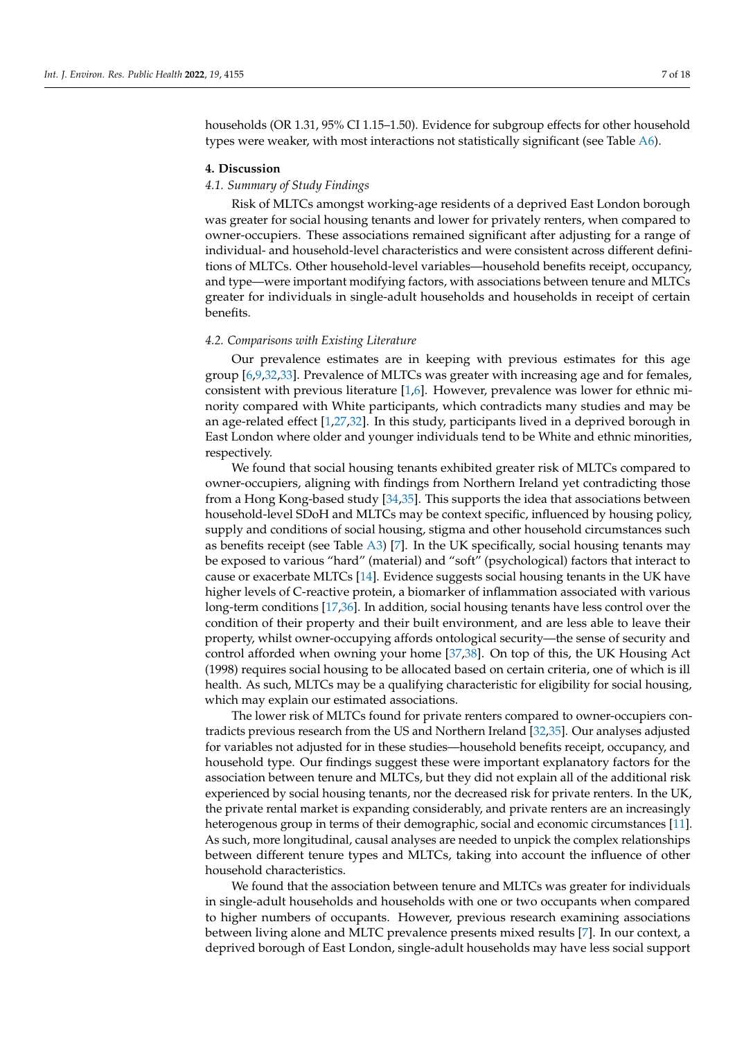households (OR 1.31, 95% CI 1.15–1.50). Evidence for subgroup effects for other household types were weaker, with most interactions not statistically significant (see Table A6).

## 4. Discussion

### 4.1. Summary of Study Findings

Risk of MLTCs amongst working-age residents of a deprived East London borough was greater for social housing tenants and lower for privately renters, when compared to owner-occupiers. These associations remained significant after adjusting for a range of individual- and household-level characteristics and were consistent across different definitions of MLTCs. Other household-level variables—household benefits receipt, occupancy, and type—were important modifying factors, with associations between tenure and MLTCs greater for individuals in single-adult households and households in receipt of certain benefits.

### 4.2. Comparisons with Existing Literature

Our prevalence estimates are in keeping with previous estimates for this age group [6,9,32,33]. Prevalence of MLTCs was greater with increasing age and for females, consistent with previous literature [1,6]. However, prevalence was lower for ethnic minority compared with White participants, which contradicts many studies and may be an age-related effect [1,27,32]. In this study, participants lived in a deprived borough in East London where older and younger individuals tend to be White and ethnic minorities, respectively.

We found that social housing tenants exhibited greater risk of MLTCs compared to owner-occupiers, aligning with findings from Northern Ireland yet contradicting those from a Hong Kong-based study [34,35]. This supports the idea that associations between household-level SDoH and MLTCs may be context specific, influenced by housing policy, supply and conditions of social housing, stigma and other household circumstances such as benefits receipt (see Table A3) [7]. In the UK specifically, social housing tenants may be exposed to various "hard" (material) and "soft" (psychological) factors that interact to cause or exacerbate MLTCs [14]. Evidence suggests social housing tenants in the UK have higher levels of C-reactive protein, a biomarker of inflammation associated with various long-term conditions [17,36]. In addition, social housing tenants have less control over the condition of their property and their built environment, and are less able to leave their property, whilst owner-occupying affords ontological security—the sense of security and control afforded when owning your home [37,38]. On top of this, the UK Housing Act (1998) requires social housing to be allocated based on certain criteria, one of which is ill health. As such, MLTCs may be a qualifying characteristic for eligibility for social housing, which may explain our estimated associations.

The lower risk of MLTCs found for private renters compared to owner-occupiers contradicts previous research from the US and Northern Ireland [32,35]. Our analyses adjusted for variables not adjusted for in these studies—household benefits receipt, occupancy, and household type. Our findings suggest these were important explanatory factors for the association between tenure and MLTCs, but they did not explain all of the additional risk experienced by social housing tenants, nor the decreased risk for private renters. In the UK, the private rental market is expanding considerably, and private renters are an increasingly heterogenous group in terms of their demographic, social and economic circumstances [11]. As such, more longitudinal, causal analyses are needed to unpick the complex relationships between different tenure types and MLTCs, taking into account the influence of other household characteristics.

We found that the association between tenure and MLTCs was greater for individuals in single-adult households and households with one or two occupants when compared to higher numbers of occupants. However, previous research examining associations between living alone and MLTC prevalence presents mixed results [7]. In our context, a deprived borough of East London, single-adult households may have less social support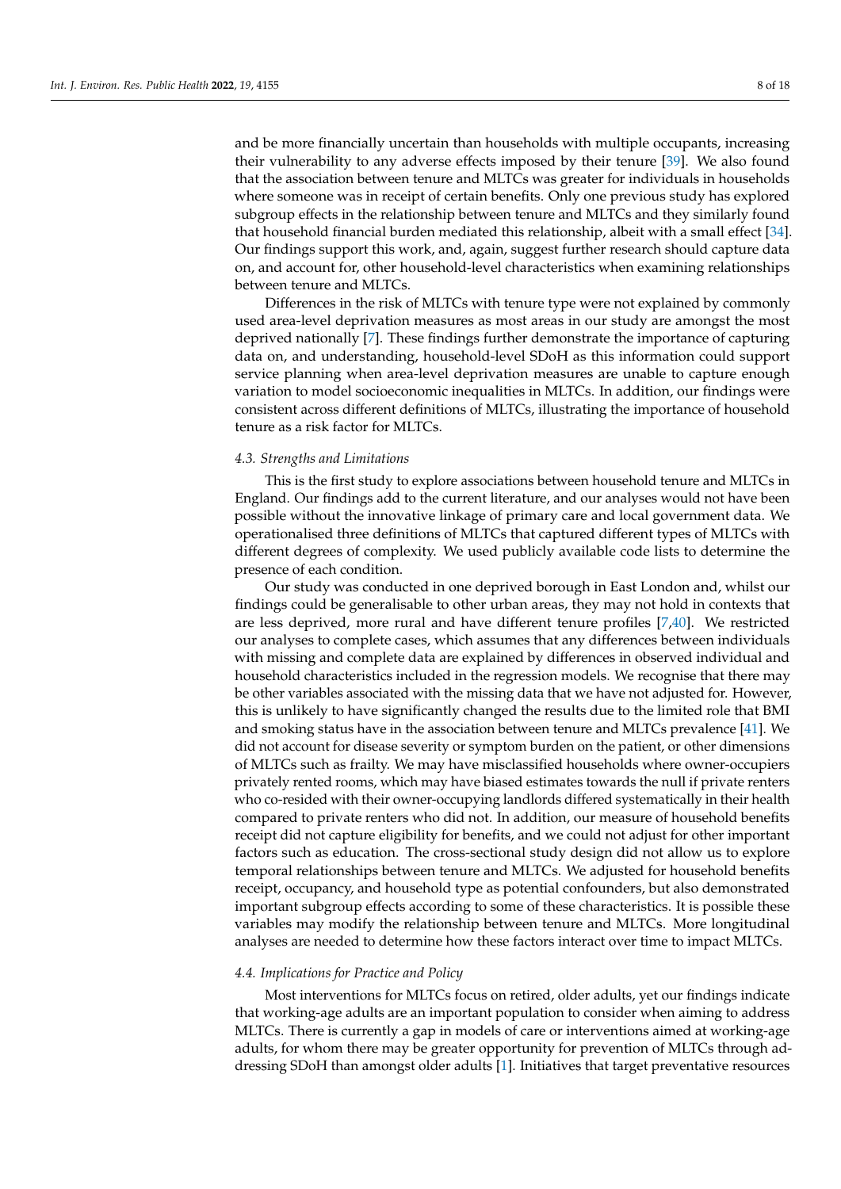and be more financially uncertain than households with multiple occupants, increasing their vulnerability to any adverse effects imposed by their tenure [39]. We also found that the association between tenure and MLTCs was greater for individuals in households where someone was in receipt of certain benefits. Only one previous study has explored subgroup effects in the relationship between tenure and MLTCs and they similarly found that household financial burden mediated this relationship, albeit with a small effect [34]. Our findings support this work, and, again, suggest further research should capture data on, and account for, other household-level characteristics when examining relationships between tenure and MLTCs.

Differences in the risk of MLTCs with tenure type were not explained by commonly used area-level deprivation measures as most areas in our study are amongst the most deprived nationally [7]. These findings further demonstrate the importance of capturing data on, and understanding, household-level SDoH as this information could support service planning when area-level deprivation measures are unable to capture enough variation to model socioeconomic inequalities in MLTCs. In addition, our findings were consistent across different definitions of MLTCs, illustrating the importance of household tenure as a risk factor for MLTCs.

### *4.3. Strengths and Limitations*

This is the first study to explore associations between household tenure and MLTCs in England. Our findings add to the current literature, and our analyses would not have been possible without the innovative linkage of primary care and local government data. We operationalised three definitions of MLTCs that captured different types of MLTCs with different degrees of complexity. We used publicly available code lists to determine the presence of each condition.

Our study was conducted in one deprived borough in East London and, whilst our findings could be generalisable to other urban areas, they may not hold in contexts that are less deprived, more rural and have different tenure profiles [7,40]. We restricted our analyses to complete cases, which assumes that any differences between individuals with missing and complete data are explained by differences in observed individual and household characteristics included in the regression models. We recognise that there may be other variables associated with the missing data that we have not adjusted for. However, this is unlikely to have significantly changed the results due to the limited role that BMI and smoking status have in the association between tenure and MLTCs prevalence [41]. We did not account for disease severity or symptom burden on the patient, or other dimensions of MLTCs such as frailty. We may have misclassified households where owner-occupiers privately rented rooms, which may have biased estimates towards the null if private renters who co-resided with their owner-occupying landlords differed systematically in their health compared to private renters who did not. In addition, our measure of household benefits receipt did not capture eligibility for benefits, and we could not adjust for other important factors such as education. The cross-sectional study design did not allow us to explore temporal relationships between tenure and MLTCs. We adjusted for household benefits receipt, occupancy, and household type as potential confounders, but also demonstrated important subgroup effects according to some of these characteristics. It is possible these variables may modify the relationship between tenure and MLTCs. More longitudinal analyses are needed to determine how these factors interact over time to impact MLTCs.

### *4.4. Implications for Practice and Policy*

Most interventions for MLTCs focus on retired, older adults, yet our findings indicate that working-age adults are an important population to consider when aiming to address MLTCs. There is currently a gap in models of care or interventions aimed at working-age adults, for whom there may be greater opportunity for prevention of MLTCs through addressing SDoH than amongst older adults [1]. Initiatives that target preventative resources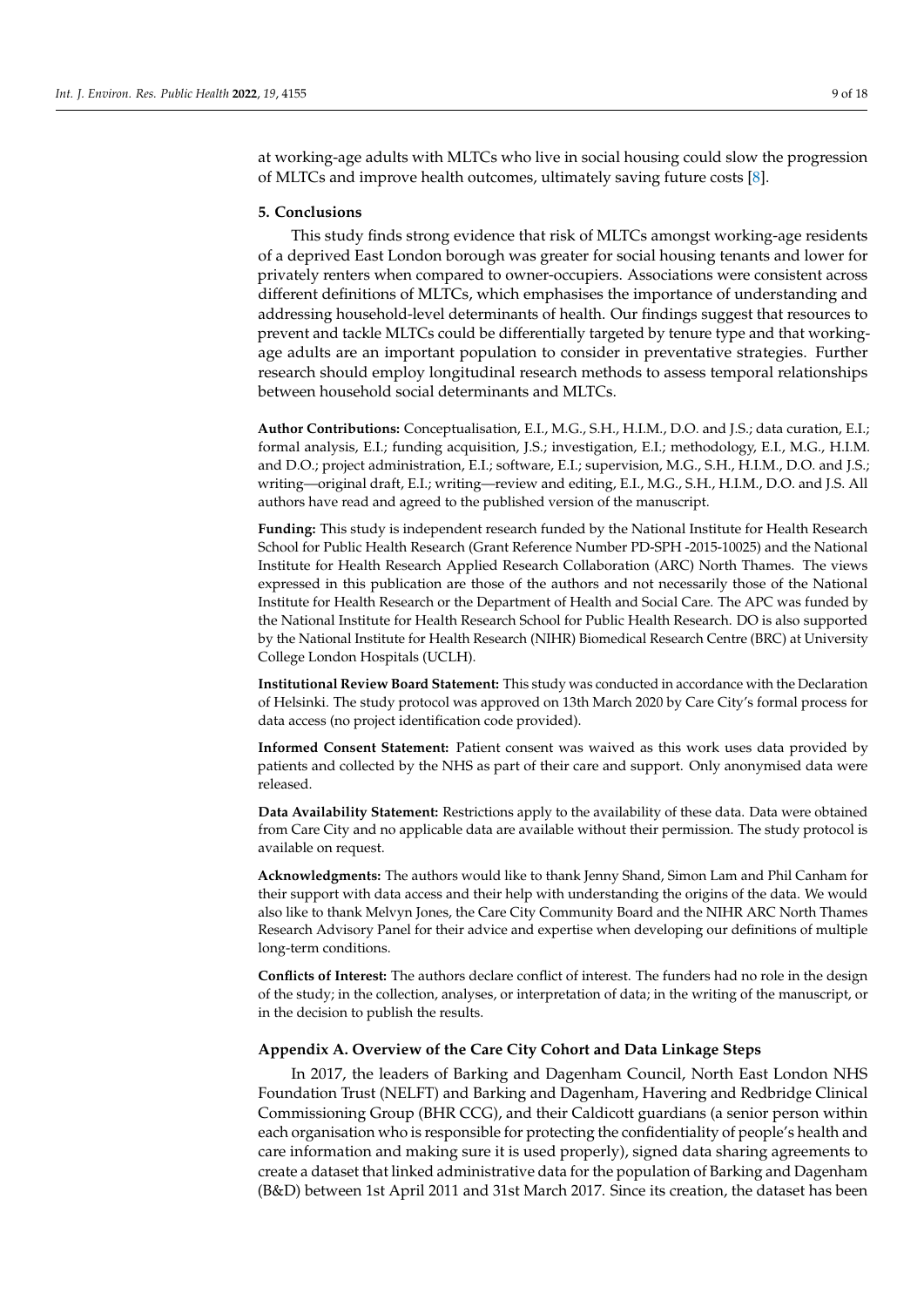at working-age adults with MLTCs who live in social housing could slow the progression of MLTCs and improve health outcomes, ultimately saving future costs [8].

## 5. Conclusions

This study finds strong evidence that risk of MLTCs amongst working-age residents of a deprived East London borough was greater for social housing tenants and lower for privately renters when compared to owner-occupiers. Associations were consistent across different definitions of MLTCs, which emphasises the importance of understanding and addressing household-level determinants of health. Our findings suggest that resources to prevent and tackle MLTCs could be differentially targeted by tenure type and that working-age adults are an important population to consider in preventative strategies. Further research should employ longitudinal research methods to assess temporal relationships between household social determinants and MLTCs.

**Author Contributions:** Conceptualisation, E.I., M.G., S.H., H.I.M., D.O. and J.S.; data curation, E.I.; formal analysis, E.I.; funding acquisition, J.S.; investigation, E.I.; methodology, E.I., M.G., H.I.M. and D.O.; project administration, E.I.; software, E.I.; supervision, M.G., S.H., H.I.M., D.O. and J.S.; writing—original draft, E.I.; writing—review and editing, E.I., M.G., S.H., H.I.M., D.O. and J.S. All authors have read and agreed to the published version of the manuscript.

**Funding:** This study is independent research funded by the National Institute for Health Research School for Public Health Research (Grant Reference Number PD-SPH -2015-10025) and the National Institute for Health Research Applied Research Collaboration (ARC) North Thames. The views expressed in this publication are those of the authors and not necessarily those of the National Institute for Health Research or the Department of Health and Social Care. The APC was funded by the National Institute for Health Research School for Public Health Research. DO is also supported by the National Institute for Health Research (NIHR) Biomedical Research Centre (BRC) at University College London Hospitals (UCLH).

**Institutional Review Board Statement:** This study was conducted in accordance with the Declaration of Helsinki. The study protocol was approved on 13th March 2020 by Care City's formal process for data access (no project identification code provided).

**Informed Consent Statement:** Patient consent was waived as this work uses data provided by patients and collected by the NHS as part of their care and support. Only anonymised data were released.

**Data Availability Statement:** Restrictions apply to the availability of these data. Data were obtained from Care City and no applicable data are available without their permission. The study protocol is available on request.

**Acknowledgments:** The authors would like to thank Jenny Shand, Simon Lam and Phil Canham for their support with data access and their help with understanding the origins of the data. We would also like to thank Melvyn Jones, the Care City Community Board and the NIHR ARC North Thames Research Advisory Panel for their advice and expertise when developing our definitions of multiple long-term conditions.

**Conflicts of Interest:** The authors declare conflict of interest. The funders had no role in the design of the study; in the collection, analyses, or interpretation of data; in the writing of the manuscript, or in the decision to publish the results.

## Appendix A. Overview of the Care City Cohort and Data Linkage Steps

In 2017, the leaders of Barking and Dagenham Council, North East London NHS Foundation Trust (NELFT) and Barking and Dagenham, Havering and Redbridge Clinical Commissioning Group (BHR CCG), and their Caldicott guardians (a senior person within each organisation who is responsible for protecting the confidentiality of people's health and care information and making sure it is used properly), signed data sharing agreements to create a dataset that linked administrative data for the population of Barking and Dagenham (B&D) between 1st April 2011 and 31st March 2017. Since its creation, the dataset has been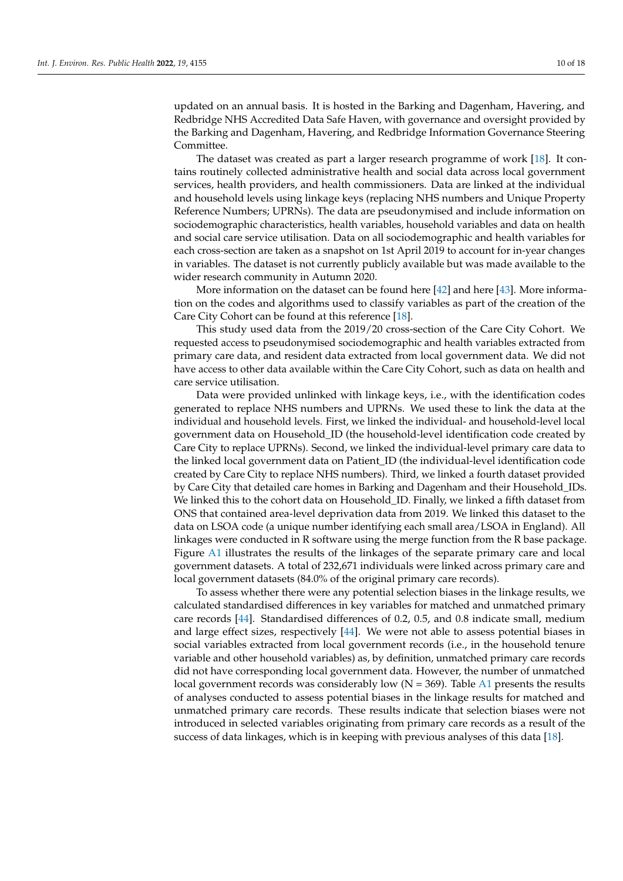updated on an annual basis. It is hosted in the Barking and Dagenham, Havering, and Redbridge NHS Accredited Data Safe Haven, with governance and oversight provided by the Barking and Dagenham, Havering, and Redbridge Information Governance Steering Committee.

The dataset was created as part a larger research programme of work [18]. It contains routinely collected administrative health and social data across local government services, health providers, and health commissioners. Data are linked at the individual and household levels using linkage keys (replacing NHS numbers and Unique Property Reference Numbers; UPRNs). The data are pseudonymised and include information on sociodemographic characteristics, health variables, household variables and data on health and social care service utilisation. Data on all sociodemographic and health variables for each cross-section are taken as a snapshot on 1st April 2019 to account for in-year changes in variables. The dataset is not currently publicly available but was made available to the wider research community in Autumn 2020.

More information on the dataset can be found here [42] and here [43]. More information on the codes and algorithms used to classify variables as part of the creation of the Care City Cohort can be found at this reference [18].

This study used data from the 2019/20 cross-section of the Care City Cohort. We requested access to pseudonymised sociodemographic and health variables extracted from primary care data, and resident data extracted from local government data. We did not have access to other data available within the Care City Cohort, such as data on health and care service utilisation.

Data were provided unlinked with linkage keys, i.e., with the identification codes generated to replace NHS numbers and UPRNs. We used these to link the data at the individual and household levels. First, we linked the individual- and household-level local government data on Household_ID (the household-level identification code created by Care City to replace UPRNs). Second, we linked the individual-level primary care data to the linked local government data on Patient_ID (the individual-level identification code created by Care City to replace NHS numbers). Third, we linked a fourth dataset provided by Care City that detailed care homes in Barking and Dagenham and their Household_IDs. We linked this to the cohort data on Household_ID. Finally, we linked a fifth dataset from ONS that contained area-level deprivation data from 2019. We linked this dataset to the data on LSOA code (a unique number identifying each small area/LSOA in England). All linkages were conducted in R software using the merge function from the R base package. Figure A1 illustrates the results of the linkages of the separate primary care and local government datasets. A total of 232,671 individuals were linked across primary care and local government datasets (84.0% of the original primary care records).

To assess whether there were any potential selection biases in the linkage results, we calculated standardised differences in key variables for matched and unmatched primary care records [44]. Standardised differences of 0.2, 0.5, and 0.8 indicate small, medium and large effect sizes, respectively [44]. We were not able to assess potential biases in social variables extracted from local government records (i.e., in the household tenure variable and other household variables) as, by definition, unmatched primary care records did not have corresponding local government data. However, the number of unmatched local government records was considerably low (N = 369). Table A1 presents the results of analyses conducted to assess potential biases in the linkage results for matched and unmatched primary care records. These results indicate that selection biases were not introduced in selected variables originating from primary care records as a result of the success of data linkages, which is in keeping with previous analyses of this data [18].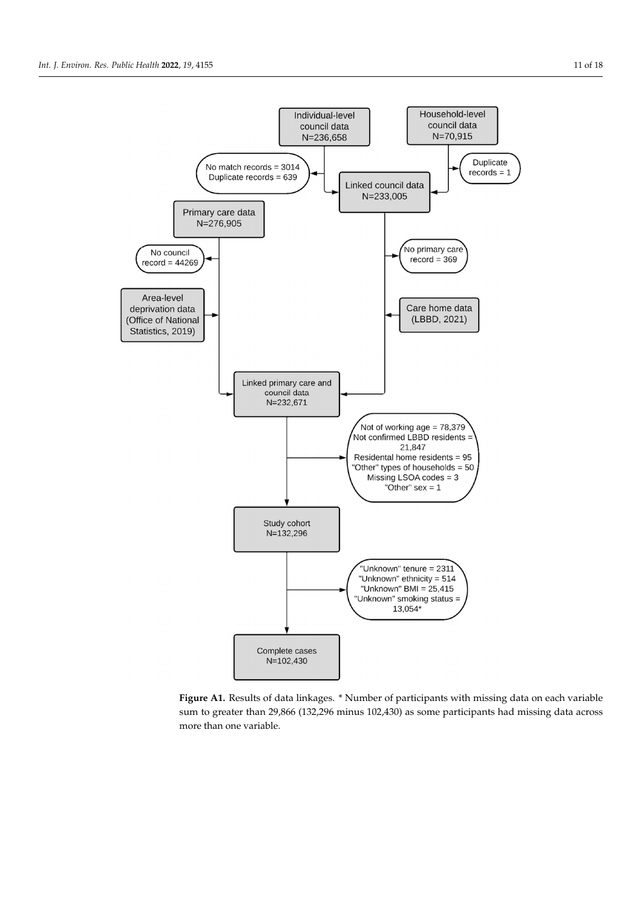Individual-level council data
N=236,658

Household-level council data
N=70,915

No match records = 3014
Duplicate records = 639

Duplicate records = 1

Linked council data
N=233,005

Primary care data
N=276,905

No council record = 44269

No primary care record = 369

Area-level deprivation data (Office of National Statistics, 2019)

Care home data (LBBD, 2021)

Linked primary care and council data
N=232,671

Not of working age = 78,379
Not confirmed LBBD residents = 21,847
Residental home residents = 95
"Other" types of households = 50
Missing LSOA codes = 3
"Other" sex = 1

Study cohort
N=132,296

"Unknown" tenure = 2311
"Unknown" ethnicity = 514
"Unknown" BMI = 25,415
"Unknown" smoking status = 13,054*

Complete cases
N=102,430

**Figure A1.** Results of data linkages. * Number of participants with missing data on each variable sum to greater than 29,866 (132,296 minus 102,430) as some participants had missing data across more than one variable.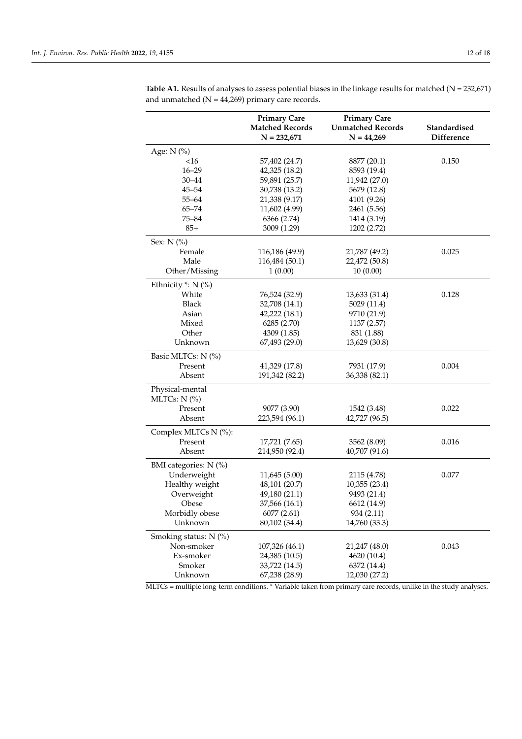**Table A1.** Results of analyses to assess potential biases in the linkage results for matched (N = 232,671) and unmatched (N = 44,269) primary care records.

| | Primary Care Matched Records N = 232,671 | Primary Care Unmatched Records N = 44,269 | Standardised Difference |
|---|---|---|---|
| Age: N (%) | | | |
| <16 | 57,402 (24.7) | 8877 (20.1) | 0.150 |
| 16–29 | 42,325 (18.2) | 8593 (19.4) | |
| 30–44 | 59,891 (25.7) | 11,942 (27.0) | |
| 45–54 | 30,738 (13.2) | 5679 (12.8) | |
| 55–64 | 21,338 (9.17) | 4101 (9.26) | |
| 65–74 | 11,602 (4.99) | 2461 (5.56) | |
| 75–84 | 6366 (2.74) | 1414 (3.19) | |
| 85+ | 3009 (1.29) | 1202 (2.72) | |
| Sex: N (%) | | | |
| Female | 116,186 (49.9) | 21,787 (49.2) | 0.025 |
| Male | 116,484 (50.1) | 22,472 (50.8) | |
| Other/Missing | 1 (0.00) | 10 (0.00) | |
| Ethnicity *: N (%) | | | |
| White | 76,524 (32.9) | 13,633 (31.4) | 0.128 |
| Black | 32,708 (14.1) | 5029 (11.4) | |
| Asian | 42,222 (18.1) | 9710 (21.9) | |
| Mixed | 6285 (2.70) | 1137 (2.57) | |
| Other | 4309 (1.85) | 831 (1.88) | |
| Unknown | 67,493 (29.0) | 13,629 (30.8) | |
| Basic MLTCs: N (%) | | | |
| Present | 41,329 (17.8) | 7931 (17.9) | 0.004 |
| Absent | 191,342 (82.2) | 36,338 (82.1) | |
| Physical-mental MLTCs: N (%) | | | |
| Present | 9077 (3.90) | 1542 (3.48) | 0.022 |
| Absent | 223,594 (96.1) | 42,727 (96.5) | |
| Complex MLTCs N (%): | | | |
| Present | 17,721 (7.65) | 3562 (8.09) | 0.016 |
| Absent | 214,950 (92.4) | 40,707 (91.6) | |
| BMI categories: N (%) | | | |
| Underweight | 11,645 (5.00) | 2115 (4.78) | 0.077 |
| Healthy weight | 48,101 (20.7) | 10,355 (23.4) | |
| Overweight | 49,180 (21.1) | 9493 (21.4) | |
| Obese | 37,566 (16.1) | 6612 (14.9) | |
| Morbidly obese | 6077 (2.61) | 934 (2.11) | |
| Unknown | 80,102 (34.4) | 14,760 (33.3) | |
| Smoking status: N (%) | | | |
| Non-smoker | 107,326 (46.1) | 21,247 (48.0) | 0.043 |
| Ex-smoker | 24,385 (10.5) | 4620 (10.4) | |
| Smoker | 33,722 (14.5) | 6372 (14.4) | |
| Unknown | 67,238 (28.9) | 12,030 (27.2) | |

MLTCs = multiple long-term conditions. * Variable taken from primary care records, unlike in the study analyses.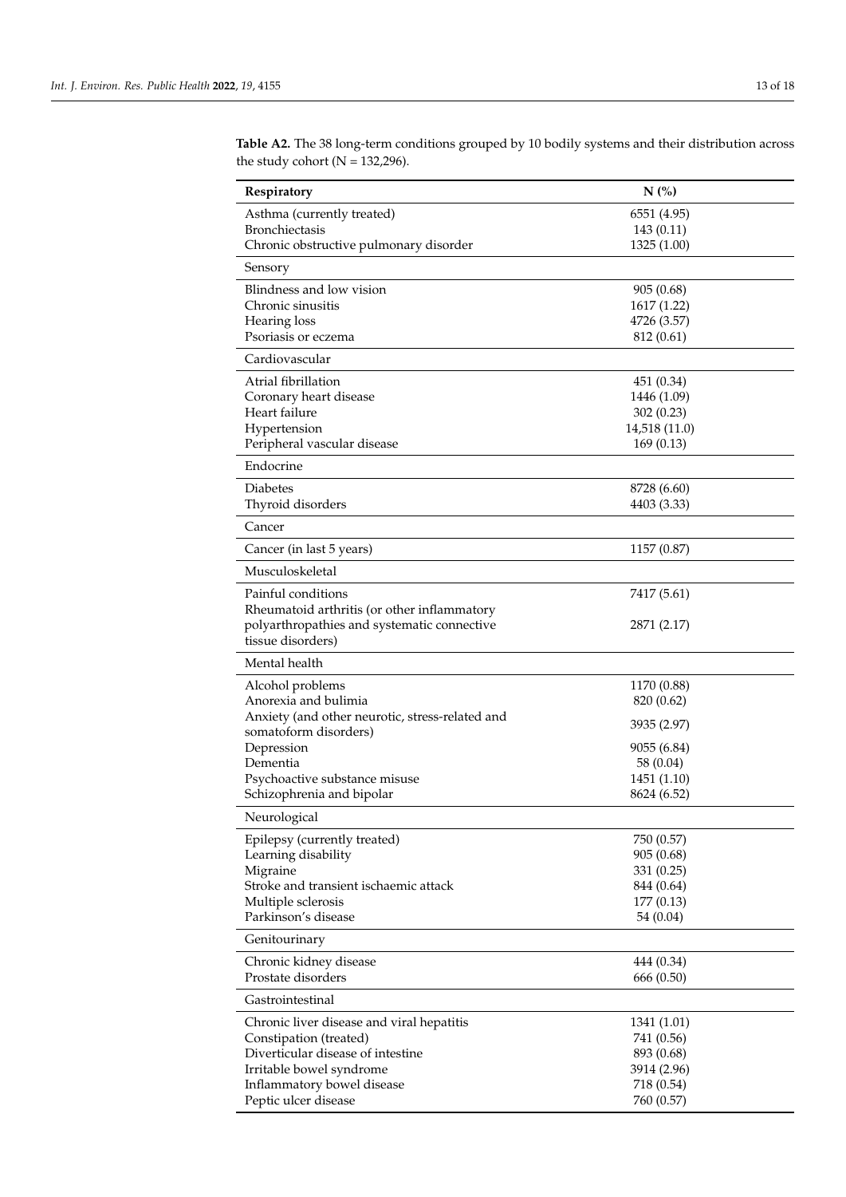**Table A2.** The 38 long-term conditions grouped by 10 bodily systems and their distribution across the study cohort (N = 132,296).

| Respiratory | N (%) |
| --- | --- |
| Asthma (currently treated) | 6551 (4.95) |
| Bronchiectasis | 143 (0.11) |
| Chronic obstructive pulmonary disorder | 1325 (1.00) |
| Sensory | |
| Blindness and low vision | 905 (0.68) |
| Chronic sinusitis | 1617 (1.22) |
| Hearing loss | 4726 (3.57) |
| Psoriasis or eczema | 812 (0.61) |
| Cardiovascular | |
| Atrial fibrillation | 451 (0.34) |
| Coronary heart disease | 1446 (1.09) |
| Heart failure | 302 (0.23) |
| Hypertension | 14,518 (11.0) |
| Peripheral vascular disease | 169 (0.13) |
| Endocrine | |
| Diabetes | 8728 (6.60) |
| Thyroid disorders | 4403 (3.33) |
| Cancer | |
| Cancer (in last 5 years) | 1157 (0.87) |
| Musculoskeletal | |
| Painful conditions | 7417 (5.61) |
| Rheumatoid arthritis (or other inflammatory polyarthropathies and systematic connective tissue disorders) | 2871 (2.17) |
| Mental health | |
| Alcohol problems | 1170 (0.88) |
| Anorexia and bulimia | 820 (0.62) |
| Anxiety (and other neurotic, stress-related and somatoform disorders) | 3935 (2.97) |
| Depression | 9055 (6.84) |
| Dementia | 58 (0.04) |
| Psychoactive substance misuse | 1451 (1.10) |
| Schizophrenia and bipolar | 8624 (6.52) |
| Neurological | |
| Epilepsy (currently treated) | 750 (0.57) |
| Learning disability | 905 (0.68) |
| Migraine | 331 (0.25) |
| Stroke and transient ischaemic attack | 844 (0.64) |
| Multiple sclerosis | 177 (0.13) |
| Parkinson's disease | 54 (0.04) |
| Genitourinary | |
| Chronic kidney disease | 444 (0.34) |
| Prostate disorders | 666 (0.50) |
| Gastrointestinal | |
| Chronic liver disease and viral hepatitis | 1341 (1.01) |
| Constipation (treated) | 741 (0.56) |
| Diverticular disease of intestine | 893 (0.68) |
| Irritable bowel syndrome | 3914 (2.96) |
| Inflammatory bowel disease | 718 (0.54) |
| Peptic ulcer disease | 760 (0.57) |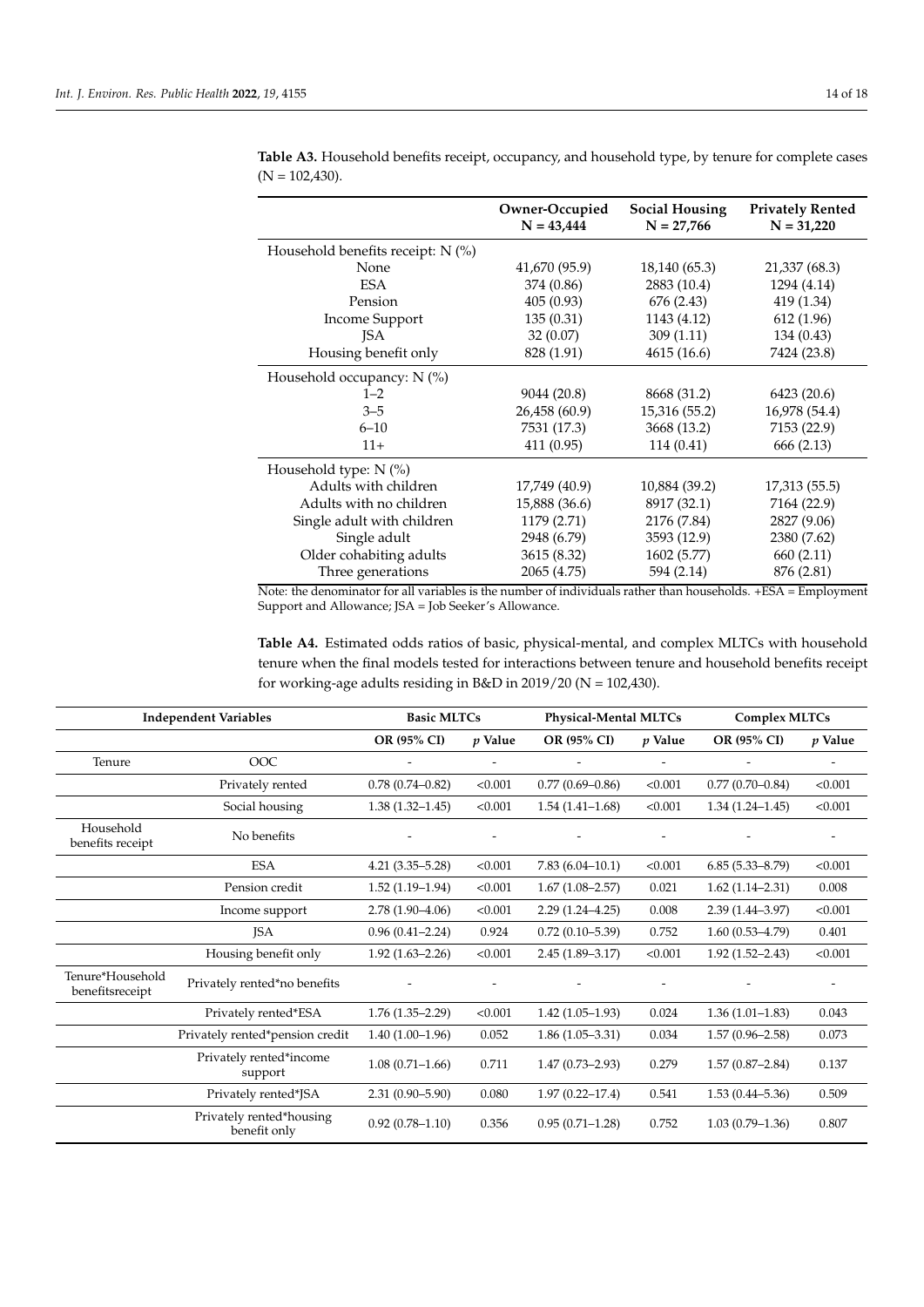**Table A3.** Household benefits receipt, occupancy, and household type, by tenure for complete cases (N = 102,430).

| | Owner-Occupied N = 43,444 | Social Housing N = 27,766 | Privately Rented N = 31,220 |
|---|---|---|---|
| Household benefits receipt: N (%) | | | |
| None | 41,670 (95.9) | 18,140 (65.3) | 21,337 (68.3) |
| ESA | 374 (0.86) | 2883 (10.4) | 1294 (4.14) |
| Pension | 405 (0.93) | 676 (2.43) | 419 (1.34) |
| Income Support | 135 (0.31) | 1143 (4.12) | 612 (1.96) |
| JSA | 32 (0.07) | 309 (1.11) | 134 (0.43) |
| Housing benefit only | 828 (1.91) | 4615 (16.6) | 7424 (23.8) |
| Household occupancy: N (%) | | | |
| 1–2 | 9044 (20.8) | 8668 (31.2) | 6423 (20.6) |
| 3–5 | 26,458 (60.9) | 15,316 (55.2) | 16,978 (54.4) |
| 6–10 | 7531 (17.3) | 3668 (13.2) | 7153 (22.9) |
| 11+ | 411 (0.95) | 114 (0.41) | 666 (2.13) |
| Household type: N (%) | | | |
| Adults with children | 17,749 (40.9) | 10,884 (39.2) | 17,313 (55.5) |
| Adults with no children | 15,888 (36.6) | 8917 (32.1) | 7164 (22.9) |
| Single adult with children | 1179 (2.71) | 2176 (7.84) | 2827 (9.06) |
| Single adult | 2948 (6.79) | 3593 (12.9) | 2380 (7.62) |
| Older cohabiting adults | 3615 (8.32) | 1602 (5.77) | 660 (2.11) |
| Three generations | 2065 (4.75) | 594 (2.14) | 876 (2.81) |

Note: the denominator for all variables is the number of individuals rather than households. +ESA = Employment Support and Allowance; JSA = Job Seeker's Allowance.

**Table A4.** Estimated odds ratios of basic, physical-mental, and complex MLTCs with household tenure when the final models tested for interactions between tenure and household benefits receipt for working-age adults residing in B&D in 2019/20 (N = 102,430).

| Independent Variables | | Basic MLTCs | | Physical-Mental MLTCs | | Complex MLTCs | |
|---|---|---|---|---|---|---|---|
| | | OR (95% CI) | *p* Value | OR (95% CI) | *p* Value | OR (95% CI) | *p* Value |
| Tenure | OOC | - | - | - | - | - | - |
| | Privately rented | 0.78 (0.74–0.82) | <0.001 | 0.77 (0.69–0.86) | <0.001 | 0.77 (0.70–0.84) | <0.001 |
| | Social housing | 1.38 (1.32–1.45) | <0.001 | 1.54 (1.41–1.68) | <0.001 | 1.34 (1.24–1.45) | <0.001 |
| Household benefits receipt | No benefits | - | - | - | - | - | - |
| | ESA | 4.21 (3.35–5.28) | <0.001 | 7.83 (6.04–10.1) | <0.001 | 6.85 (5.33–8.79) | <0.001 |
| | Pension credit | 1.52 (1.19–1.94) | <0.001 | 1.67 (1.08–2.57) | 0.021 | 1.62 (1.14–2.31) | 0.008 |
| | Income support | 2.78 (1.90–4.06) | <0.001 | 2.29 (1.24–4.25) | 0.008 | 2.39 (1.44–3.97) | <0.001 |
| | JSA | 0.96 (0.41–2.24) | 0.924 | 0.72 (0.10–5.39) | 0.752 | 1.60 (0.53–4.79) | 0.401 |
| | Housing benefit only | 1.92 (1.63–2.26) | <0.001 | 2.45 (1.89–3.17) | <0.001 | 1.92 (1.52–2.43) | <0.001 |
| Tenure*Household benefitsreceipt | Privately rented*no benefits | - | - | - | - | - | - |
| | Privately rented*ESA | 1.76 (1.35–2.29) | <0.001 | 1.42 (1.05–1.93) | 0.024 | 1.36 (1.01–1.83) | 0.043 |
| | Privately rented*pension credit | 1.40 (1.00–1.96) | 0.052 | 1.86 (1.05–3.31) | 0.034 | 1.57 (0.96–2.58) | 0.073 |
| | Privately rented*income support | 1.08 (0.71–1.66) | 0.711 | 1.47 (0.73–2.93) | 0.279 | 1.57 (0.87–2.84) | 0.137 |
| | Privately rented*JSA | 2.31 (0.90–5.90) | 0.080 | 1.97 (0.22–17.4) | 0.541 | 1.53 (0.44–5.36) | 0.509 |
| | Privately rented*housing benefit only | 0.92 (0.78–1.10) | 0.356 | 0.95 (0.71–1.28) | 0.752 | 1.03 (0.79–1.36) | 0.807 |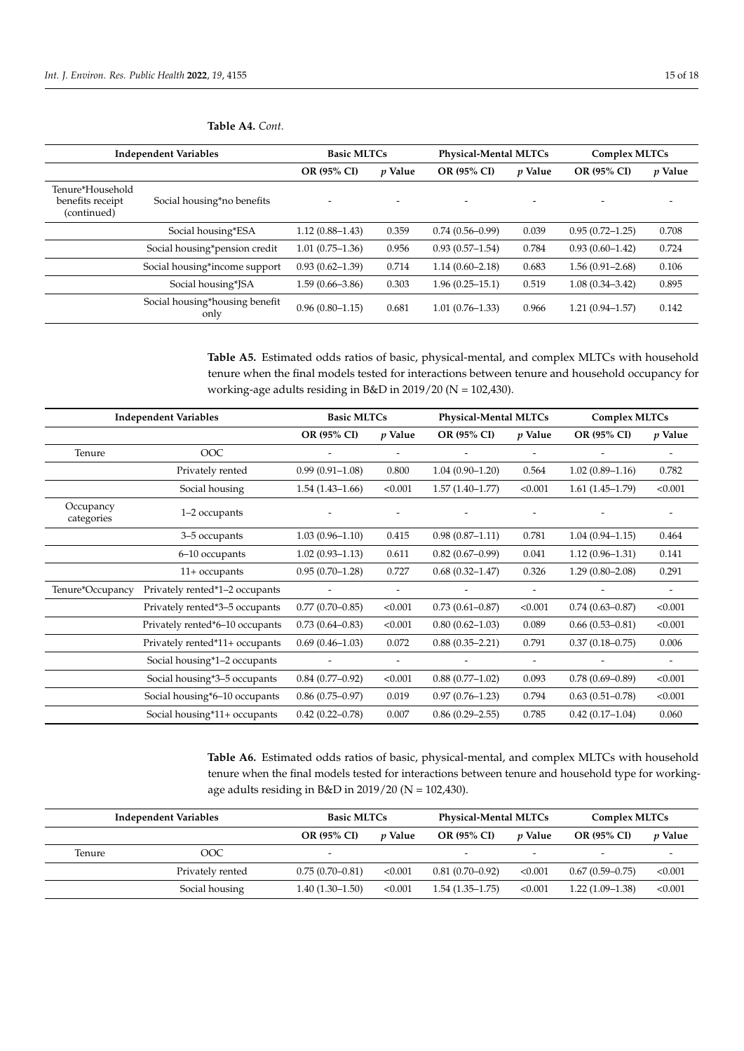**Table A4.** *Cont.*

| Independent Variables | | Basic MLTCs | | Physical-Mental MLTCs | | Complex MLTCs | |
|---|---|---|---|---|---|---|---|
| | | OR (95% CI) | *p* Value | OR (95% CI) | *p* Value | OR (95% CI) | *p* Value |
| Tenure*Household benefits receipt (continued) | Social housing*no benefits | - | - | - | - | - | - |
| | Social housing*ESA | 1.12 (0.88–1.43) | 0.359 | 0.74 (0.56–0.99) | 0.039 | 0.95 (0.72–1.25) | 0.708 |
| | Social housing*pension credit | 1.01 (0.75–1.36) | 0.956 | 0.93 (0.57–1.54) | 0.784 | 0.93 (0.60–1.42) | 0.724 |
| | Social housing*income support | 0.93 (0.62–1.39) | 0.714 | 1.14 (0.60–2.18) | 0.683 | 1.56 (0.91–2.68) | 0.106 |
| | Social housing*JSA | 1.59 (0.66–3.86) | 0.303 | 1.96 (0.25–15.1) | 0.519 | 1.08 (0.34–3.42) | 0.895 |
| | Social housing*housing benefit only | 0.96 (0.80–1.15) | 0.681 | 1.01 (0.76–1.33) | 0.966 | 1.21 (0.94–1.57) | 0.142 |

**Table A5.** Estimated odds ratios of basic, physical-mental, and complex MLTCs with household tenure when the final models tested for interactions between tenure and household occupancy for working-age adults residing in B&D in 2019/20 (N = 102,430).

| Independent Variables | | Basic MLTCs | | Physical-Mental MLTCs | | Complex MLTCs | |
|---|---|---|---|---|---|---|---|
| | | OR (95% CI) | *p* Value | OR (95% CI) | *p* Value | OR (95% CI) | *p* Value |
| Tenure | OOC | - | - | - | - | - | - |
| | Privately rented | 0.99 (0.91–1.08) | 0.800 | 1.04 (0.90–1.20) | 0.564 | 1.02 (0.89–1.16) | 0.782 |
| | Social housing | 1.54 (1.43–1.66) | <0.001 | 1.57 (1.40–1.77) | <0.001 | 1.61 (1.45–1.79) | <0.001 |
| Occupancy categories | 1–2 occupants | - | - | - | - | - | - |
| | 3–5 occupants | 1.03 (0.96–1.10) | 0.415 | 0.98 (0.87–1.11) | 0.781 | 1.04 (0.94–1.15) | 0.464 |
| | 6–10 occupants | 1.02 (0.93–1.13) | 0.611 | 0.82 (0.67–0.99) | 0.041 | 1.12 (0.96–1.31) | 0.141 |
| | 11+ occupants | 0.95 (0.70–1.28) | 0.727 | 0.68 (0.32–1.47) | 0.326 | 1.29 (0.80–2.08) | 0.291 |
| Tenure*Occupancy | Privately rented*1–2 occupants | - | - | - | - | - | - |
| | Privately rented*3–5 occupants | 0.77 (0.70–0.85) | <0.001 | 0.73 (0.61–0.87) | <0.001 | 0.74 (0.63–0.87) | <0.001 |
| | Privately rented*6–10 occupants | 0.73 (0.64–0.83) | <0.001 | 0.80 (0.62–1.03) | 0.089 | 0.66 (0.53–0.81) | <0.001 |
| | Privately rented*11+ occupants | 0.69 (0.46–1.03) | 0.072 | 0.88 (0.35–2.21) | 0.791 | 0.37 (0.18–0.75) | 0.006 |
| | Social housing*1–2 occupants | - | - | - | - | - | - |
| | Social housing*3–5 occupants | 0.84 (0.77–0.92) | <0.001 | 0.88 (0.77–1.02) | 0.093 | 0.78 (0.69–0.89) | <0.001 |
| | Social housing*6–10 occupants | 0.86 (0.75–0.97) | 0.019 | 0.97 (0.76–1.23) | 0.794 | 0.63 (0.51–0.78) | <0.001 |
| | Social housing*11+ occupants | 0.42 (0.22–0.78) | 0.007 | 0.86 (0.29–2.55) | 0.785 | 0.42 (0.17–1.04) | 0.060 |

**Table A6.** Estimated odds ratios of basic, physical-mental, and complex MLTCs with household tenure when the final models tested for interactions between tenure and household type for working-age adults residing in B&D in 2019/20 (N = 102,430).

| Independent Variables | | Basic MLTCs | | Physical-Mental MLTCs | | Complex MLTCs | |
|---|---|---|---|---|---|---|---|
| | | OR (95% CI) | *p* Value | OR (95% CI) | *p* Value | OR (95% CI) | *p* Value |
| Tenure | OOC | - | - | - | - | - | - |
| | Privately rented | 0.75 (0.70–0.81) | <0.001 | 0.81 (0.70–0.92) | <0.001 | 0.67 (0.59–0.75) | <0.001 |
| | Social housing | 1.40 (1.30–1.50) | <0.001 | 1.54 (1.35–1.75) | <0.001 | 1.22 (1.09–1.38) | <0.001 |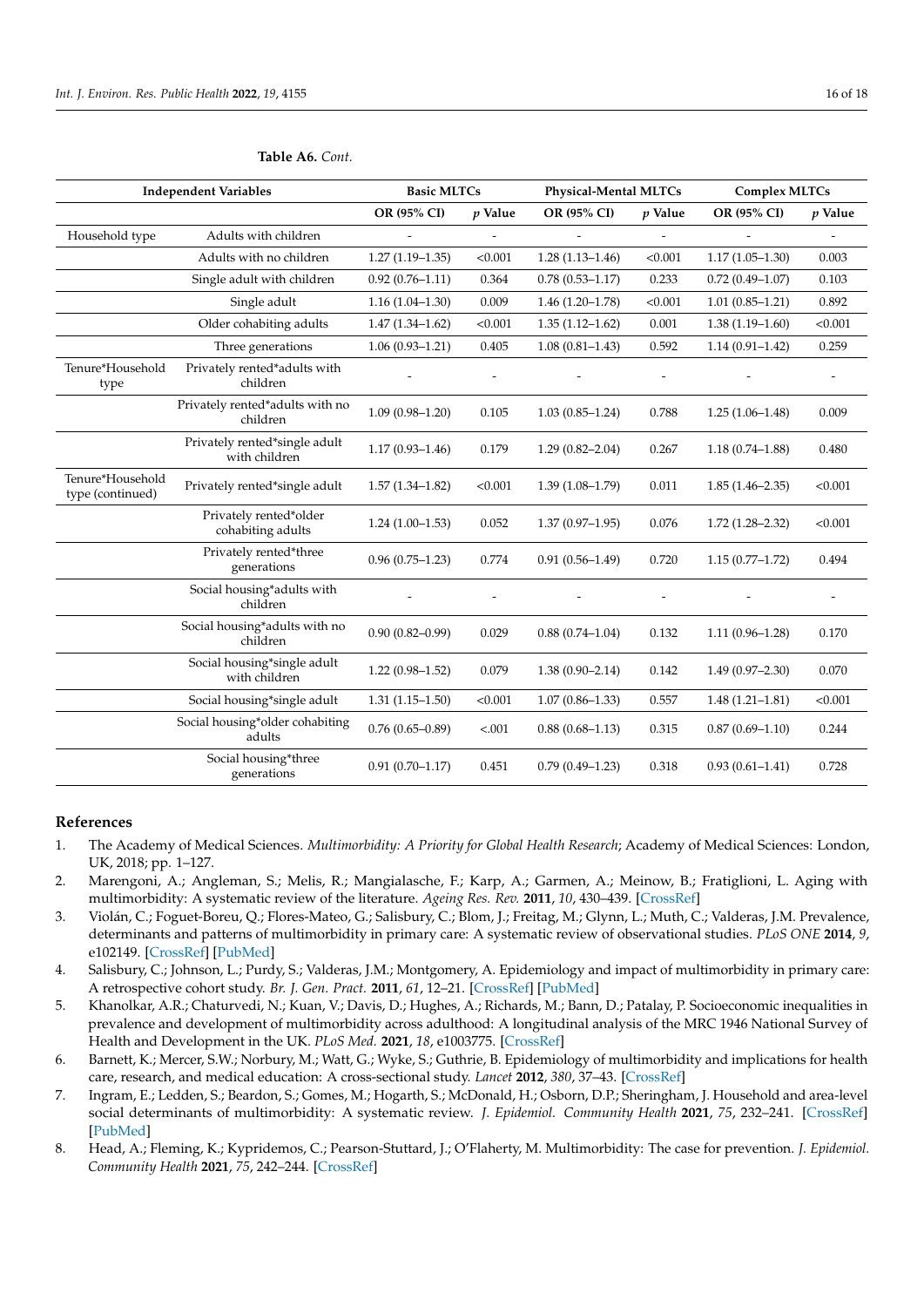**Table A6.** *Cont.*

| Independent Variables | | Basic MLTCs | | Physical-Mental MLTCs | | Complex MLTCs | |
|---|---|---|---|---|---|---|---|
| | | OR (95% CI) | *p* Value | OR (95% CI) | *p* Value | OR (95% CI) | *p* Value |
| Household type | Adults with children | - | - | - | - | - | - |
| | Adults with no children | 1.27 (1.19–1.35) | <0.001 | 1.28 (1.13–1.46) | <0.001 | 1.17 (1.05–1.30) | 0.003 |
| | Single adult with children | 0.92 (0.76–1.11) | 0.364 | 0.78 (0.53–1.17) | 0.233 | 0.72 (0.49–1.07) | 0.103 |
| | Single adult | 1.16 (1.04–1.30) | 0.009 | 1.46 (1.20–1.78) | <0.001 | 1.01 (0.85–1.21) | 0.892 |
| | Older cohabiting adults | 1.47 (1.34–1.62) | <0.001 | 1.35 (1.12–1.62) | 0.001 | 1.38 (1.19–1.60) | <0.001 |
| | Three generations | 1.06 (0.93–1.21) | 0.405 | 1.08 (0.81–1.43) | 0.592 | 1.14 (0.91–1.42) | 0.259 |
| Tenure*Household type | Privately rented*adults with children | - | - | - | - | - | - |
| | Privately rented*adults with no children | 1.09 (0.98–1.20) | 0.105 | 1.03 (0.85–1.24) | 0.788 | 1.25 (1.06–1.48) | 0.009 |
| | Privately rented*single adult with children | 1.17 (0.93–1.46) | 0.179 | 1.29 (0.82–2.04) | 0.267 | 1.18 (0.74–1.88) | 0.480 |
| Tenure*Household type (continued) | Privately rented*single adult | 1.57 (1.34–1.82) | <0.001 | 1.39 (1.08–1.79) | 0.011 | 1.85 (1.46–2.35) | <0.001 |
| | Privately rented*older cohabiting adults | 1.24 (1.00–1.53) | 0.052 | 1.37 (0.97–1.95) | 0.076 | 1.72 (1.28–2.32) | <0.001 |
| | Privately rented*three generations | 0.96 (0.75–1.23) | 0.774 | 0.91 (0.56–1.49) | 0.720 | 1.15 (0.77–1.72) | 0.494 |
| | Social housing*adults with children | - | - | - | - | - | - |
| | Social housing*adults with no children | 0.90 (0.82–0.99) | 0.029 | 0.88 (0.74–1.04) | 0.132 | 1.11 (0.96–1.28) | 0.170 |
| | Social housing*single adult with children | 1.22 (0.98–1.52) | 0.079 | 1.38 (0.90–2.14) | 0.142 | 1.49 (0.97–2.30) | 0.070 |
| | Social housing*single adult | 1.31 (1.15–1.50) | <0.001 | 1.07 (0.86–1.33) | 0.557 | 1.48 (1.21–1.81) | <0.001 |
| | Social housing*older cohabiting adults | 0.76 (0.65–0.89) | <.001 | 0.88 (0.68–1.13) | 0.315 | 0.87 (0.69–1.10) | 0.244 |
| | Social housing*three generations | 0.91 (0.70–1.17) | 0.451 | 0.79 (0.49–1.23) | 0.318 | 0.93 (0.61–1.41) | 0.728 |

## References

1. The Academy of Medical Sciences. *Multimorbidity: A Priority for Global Health Research*; Academy of Medical Sciences: London, UK, 2018; pp. 1–127.
2. Marengoni, A.; Angleman, S.; Melis, R.; Mangialasche, F.; Karp, A.; Garmen, A.; Meinow, B.; Fratiglioni, L. Aging with multimorbidity: A systematic review of the literature. *Ageing Res. Rev.* **2011**, *10*, 430–439. [CrossRef]
3. Violán, C.; Foguet-Boreu, Q.; Flores-Mateo, G.; Salisbury, C.; Blom, J.; Freitag, M.; Glynn, L.; Muth, C.; Valderas, J.M. Prevalence, determinants and patterns of multimorbidity in primary care: A systematic review of observational studies. *PLoS ONE* **2014**, *9*, e102149. [CrossRef] [PubMed]
4. Salisbury, C.; Johnson, L.; Purdy, S.; Valderas, J.M.; Montgomery, A. Epidemiology and impact of multimorbidity in primary care: A retrospective cohort study. *Br. J. Gen. Pract.* **2011**, *61*, 12–21. [CrossRef] [PubMed]
5. Khanolkar, A.R.; Chaturvedi, N.; Kuan, V.; Davis, D.; Hughes, A.; Richards, M.; Bann, D.; Patalay, P. Socioeconomic inequalities in prevalence and development of multimorbidity across adulthood: A longitudinal analysis of the MRC 1946 National Survey of Health and Development in the UK. *PLoS Med.* **2021**, *18*, e1003775. [CrossRef]
6. Barnett, K.; Mercer, S.W.; Norbury, M.; Watt, G.; Wyke, S.; Guthrie, B. Epidemiology of multimorbidity and implications for health care, research, and medical education: A cross-sectional study. *Lancet* **2012**, *380*, 37–43. [CrossRef]
7. Ingram, E.; Ledden, S.; Beardon, S.; Gomes, M.; Hogarth, S.; McDonald, H.; Osborn, D.P.; Sheringham, J. Household and area-level social determinants of multimorbidity: A systematic review. *J. Epidemiol. Community Health* **2021**, *75*, 232–241. [CrossRef] [PubMed]
8. Head, A.; Fleming, K.; Kypridemos, C.; Pearson-Stuttard, J.; O'Flaherty, M. Multimorbidity: The case for prevention. *J. Epidemiol. Community Health* **2021**, *75*, 242–244. [CrossRef]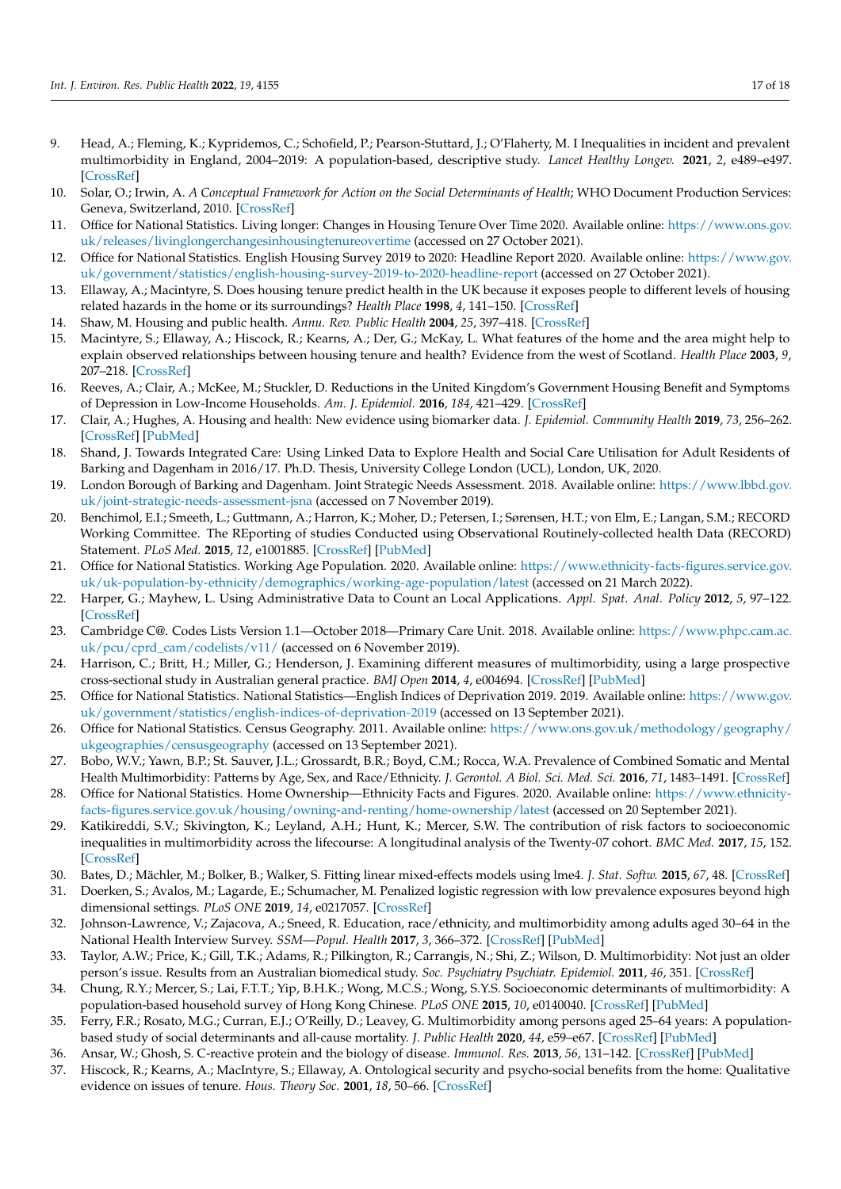9. Head, A.; Fleming, K.; Kypridemos, C.; Schofield, P.; Pearson-Stuttard, J.; O'Flaherty, M. I Inequalities in incident and prevalent multimorbidity in England, 2004–2019: A population-based, descriptive study. *Lancet Healthy Longev.* **2021**, *2*, e489–e497. [CrossRef]
10. Solar, O.; Irwin, A. *A Conceptual Framework for Action on the Social Determinants of Health*; WHO Document Production Services: Geneva, Switzerland, 2010. [CrossRef]
11. Office for National Statistics. Living longer: Changes in Housing Tenure Over Time 2020. Available online: https://www.ons.gov.uk/releases/livinglongerchangesinhousingtenureovertime (accessed on 27 October 2021).
12. Office for National Statistics. English Housing Survey 2019 to 2020: Headline Report 2020. Available online: https://www.gov.uk/government/statistics/english-housing-survey-2019-to-2020-headline-report (accessed on 27 October 2021).
13. Ellaway, A.; Macintyre, S. Does housing tenure predict health in the UK because it exposes people to different levels of housing related hazards in the home or its surroundings? *Health Place* **1998**, *4*, 141–150. [CrossRef]
14. Shaw, M. Housing and public health. *Annu. Rev. Public Health* **2004**, *25*, 397–418. [CrossRef]
15. Macintyre, S.; Ellaway, A.; Hiscock, R.; Kearns, A.; Der, G.; McKay, L. What features of the home and the area might help to explain observed relationships between housing tenure and health? Evidence from the west of Scotland. *Health Place* **2003**, *9*, 207–218. [CrossRef]
16. Reeves, A.; Clair, A.; McKee, M.; Stuckler, D. Reductions in the United Kingdom's Government Housing Benefit and Symptoms of Depression in Low-Income Households. *Am. J. Epidemiol.* **2016**, *184*, 421–429. [CrossRef]
17. Clair, A.; Hughes, A. Housing and health: New evidence using biomarker data. *J. Epidemiol. Community Health* **2019**, *73*, 256–262. [CrossRef] [PubMed]
18. Shand, J. Towards Integrated Care: Using Linked Data to Explore Health and Social Care Utilisation for Adult Residents of Barking and Dagenham in 2016/17. Ph.D. Thesis, University College London (UCL), London, UK, 2020.
19. London Borough of Barking and Dagenham. Joint Strategic Needs Assessment. 2018. Available online: https://www.lbbd.gov.uk/joint-strategic-needs-assessment-jsna (accessed on 7 November 2019).
20. Benchimol, E.I.; Smeeth, L.; Guttmann, A.; Harron, K.; Moher, D.; Petersen, I.; Sørensen, H.T.; von Elm, E.; Langan, S.M.; RECORD Working Committee. The REporting of studies Conducted using Observational Routinely-collected health Data (RECORD) Statement. *PLoS Med.* **2015**, *12*, e1001885. [CrossRef] [PubMed]
21. Office for National Statistics. Working Age Population. 2020. Available online: https://www.ethnicity-facts-figures.service.gov.uk/uk-population-by-ethnicity/demographics/working-age-population/latest (accessed on 21 March 2022).
22. Harper, G.; Mayhew, L. Using Administrative Data to Count an Local Applications. *Appl. Spat. Anal. Policy* **2012**, *5*, 97–122. [CrossRef]
23. Cambridge C@. Codes Lists Version 1.1—October 2018—Primary Care Unit. 2018. Available online: https://www.phpc.cam.ac.uk/pcu/cprd_cam/codelists/v11/ (accessed on 6 November 2019).
24. Harrison, C.; Britt, H.; Miller, G.; Henderson, J. Examining different measures of multimorbidity, using a large prospective cross-sectional study in Australian general practice. *BMJ Open* **2014**, *4*, e004694. [CrossRef] [PubMed]
25. Office for National Statistics. National Statistics—English Indices of Deprivation 2019. 2019. Available online: https://www.gov.uk/government/statistics/english-indices-of-deprivation-2019 (accessed on 13 September 2021).
26. Office for National Statistics. Census Geography. 2011. Available online: https://www.ons.gov.uk/methodology/geography/ukgeographies/censusgeography (accessed on 13 September 2021).
27. Bobo, W.V.; Yawn, B.P.; St. Sauver, J.L.; Grossardt, B.R.; Boyd, C.M.; Rocca, W.A. Prevalence of Combined Somatic and Mental Health Multimorbidity: Patterns by Age, Sex, and Race/Ethnicity. *J. Gerontol. A Biol. Sci. Med. Sci.* **2016**, *71*, 1483–1491. [CrossRef]
28. Office for National Statistics. Home Ownership—Ethnicity Facts and Figures. 2020. Available online: https://www.ethnicity-facts-figures.service.gov.uk/housing/owning-and-renting/home-ownership/latest (accessed on 20 September 2021).
29. Katikireddi, S.V.; Skivington, K.; Leyland, A.H.; Hunt, K.; Mercer, S.W. The contribution of risk factors to socioeconomic inequalities in multimorbidity across the lifecourse: A longitudinal analysis of the Twenty-07 cohort. *BMC Med.* **2017**, *15*, 152. [CrossRef]
30. Bates, D.; Mächler, M.; Bolker, B.; Walker, S. Fitting linear mixed-effects models using lme4. *J. Stat. Softw.* **2015**, *67*, 48. [CrossRef]
31. Doerken, S.; Avalos, M.; Lagarde, E.; Schumacher, M. Penalized logistic regression with low prevalence exposures beyond high dimensional settings. *PLoS ONE* **2019**, *14*, e0217057. [CrossRef]
32. Johnson-Lawrence, V.; Zajacova, A.; Sneed, R. Education, race/ethnicity, and multimorbidity among adults aged 30–64 in the National Health Interview Survey. *SSM—Popul. Health* **2017**, *3*, 366–372. [CrossRef] [PubMed]
33. Taylor, A.W.; Price, K.; Gill, T.K.; Adams, R.; Pilkington, R.; Carrangis, N.; Shi, Z.; Wilson, D. Multimorbidity: Not just an older person's issue. Results from an Australian biomedical study. *Soc. Psychiatry Psychiatr. Epidemiol.* **2011**, *46*, 351. [CrossRef]
34. Chung, R.Y.; Mercer, S.; Lai, F.T.T.; Yip, B.H.K.; Wong, M.C.S.; Wong, S.Y.S. Socioeconomic determinants of multimorbidity: A population-based household survey of Hong Kong Chinese. *PLoS ONE* **2015**, *10*, e0140040. [CrossRef] [PubMed]
35. Ferry, F.R.; Rosato, M.G.; Curran, E.J.; O'Reilly, D.; Leavey, G. Multimorbidity among persons aged 25–64 years: A population-based study of social determinants and all-cause mortality. *J. Public Health* **2020**, *44*, e59–e67. [CrossRef] [PubMed]
36. Ansar, W.; Ghosh, S. C-reactive protein and the biology of disease. *Immunol. Res.* **2013**, *56*, 131–142. [CrossRef] [PubMed]
37. Hiscock, R.; Kearns, A.; MacIntyre, S.; Ellaway, A. Ontological security and psycho-social benefits from the home: Qualitative evidence on issues of tenure. *Hous. Theory Soc.* **2001**, *18*, 50–66. [CrossRef]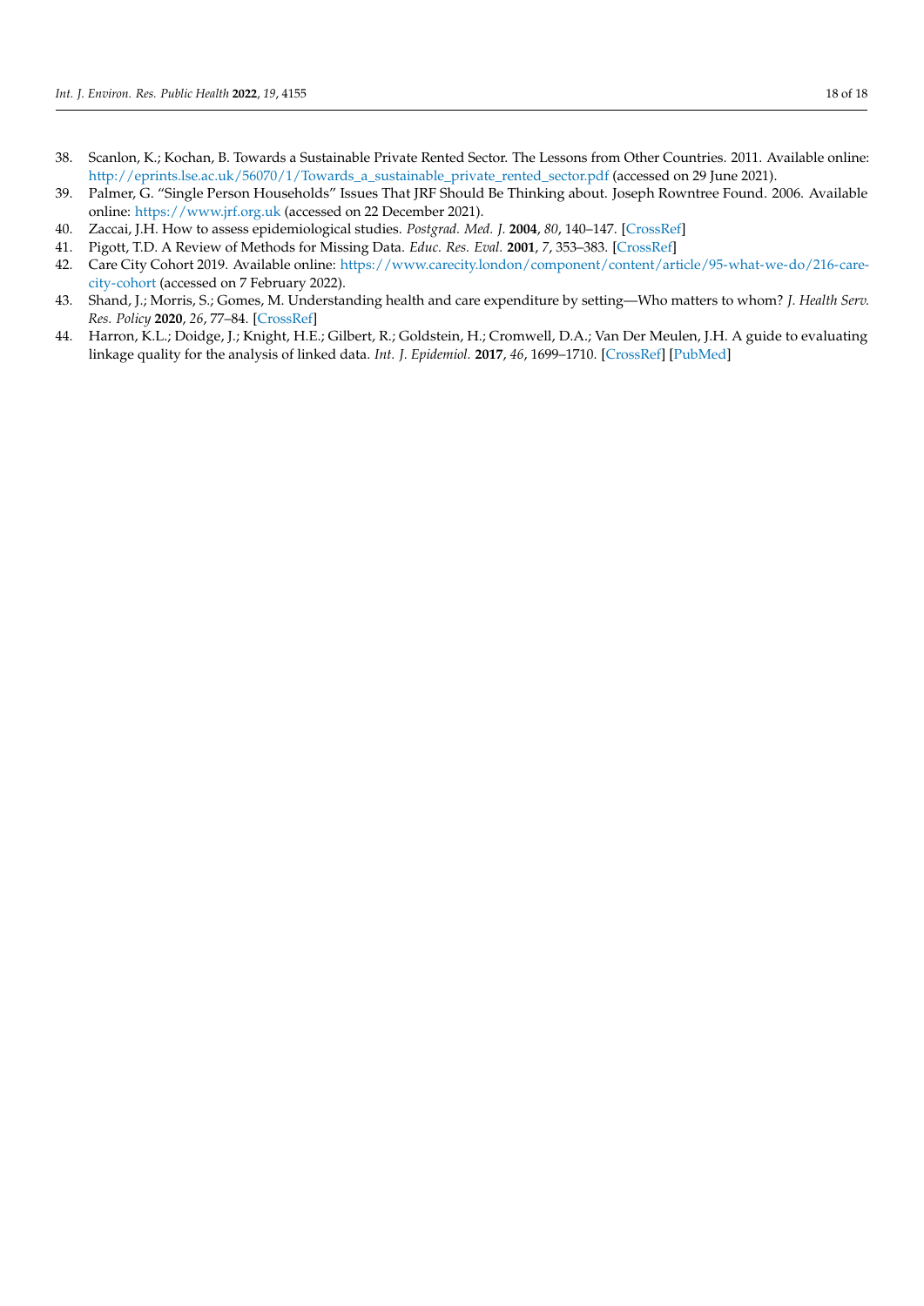38. Scanlon, K.; Kochan, B. Towards a Sustainable Private Rented Sector. The Lessons from Other Countries. 2011. Available online: http://eprints.lse.ac.uk/56070/1/Towards_a_sustainable_private_rented_sector.pdf (accessed on 29 June 2021).
39. Palmer, G. "Single Person Households" Issues That JRF Should Be Thinking about. Joseph Rowntree Found. 2006. Available online: https://www.jrf.org.uk (accessed on 22 December 2021).
40. Zaccai, J.H. How to assess epidemiological studies. *Postgrad. Med. J.* **2004**, *80*, 140–147. [CrossRef]
41. Pigott, T.D. A Review of Methods for Missing Data. *Educ. Res. Eval.* **2001**, *7*, 353–383. [CrossRef]
42. Care City Cohort 2019. Available online: https://www.carecity.london/component/content/article/95-what-we-do/216-care-city-cohort (accessed on 7 February 2022).
43. Shand, J.; Morris, S.; Gomes, M. Understanding health and care expenditure by setting—Who matters to whom? *J. Health Serv. Res. Policy* **2020**, *26*, 77–84. [CrossRef]
44. Harron, K.L.; Doidge, J.; Knight, H.E.; Gilbert, R.; Goldstein, H.; Cromwell, D.A.; Van Der Meulen, J.H. A guide to evaluating linkage quality for the analysis of linked data. *Int. J. Epidemiol.* **2017**, *46*, 1699–1710. [CrossRef] [PubMed]